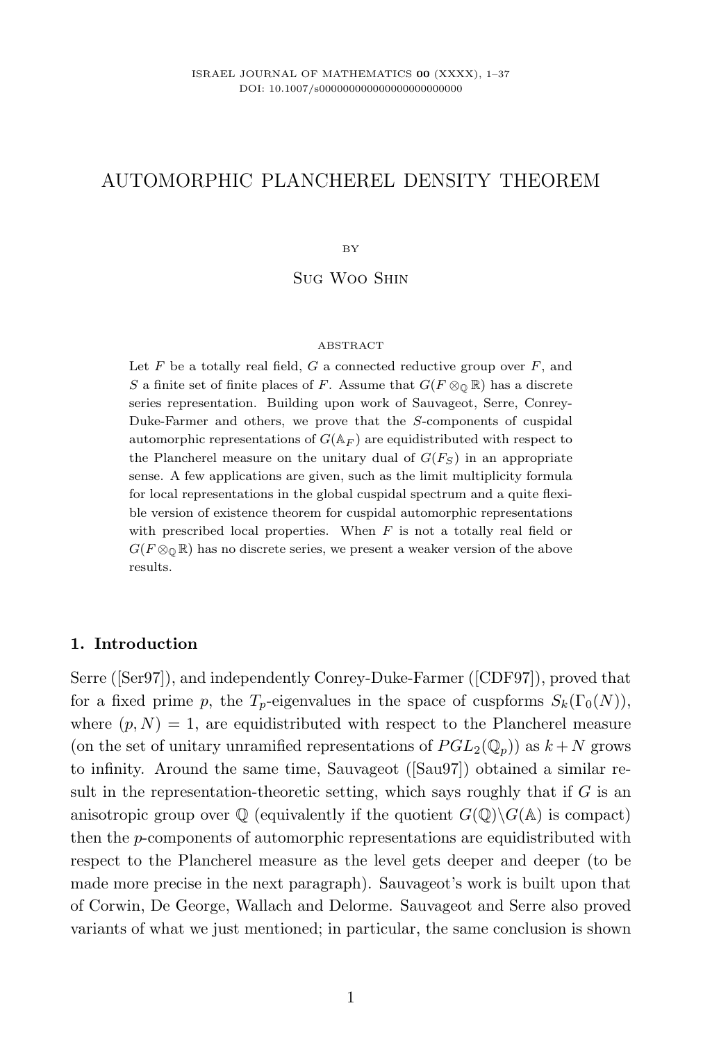# AUTOMORPHIC PLANCHEREL DENSITY THEOREM

BY

Sug Woo Shin

ABSTRACT

Let $F$ be a totally real field, $G$ a connected reductive group over $F$, and $S$ a finite set of finite places of $F$. Assume that $G(F \otimes_{\mathbb{Q}} \mathbb{R})$ has a discrete series representation. Building upon work of Sauvageot, Serre, Conrey-Duke-Farmer and others, we prove that the $S$-components of cuspidal automorphic representations of $G(\mathbb{A}_F)$ are equidistributed with respect to the Plancherel measure on the unitary dual of $G(F_S)$ in an appropriate sense. A few applications are given, such as the limit multiplicity formula for local representations in the global cuspidal spectrum and a quite flexible version of existence theorem for cuspidal automorphic representations with prescribed local properties. When $F$ is not a totally real field or $G(F \otimes_{\mathbb{Q}} \mathbb{R})$ has no discrete series, we present a weaker version of the above results.

## 1. Introduction

Serre ([Ser97]), and independently Conrey-Duke-Farmer ([CDF97]), proved that for a fixed prime $p$, the $T_p$-eigenvalues in the space of cuspforms $S_k(\Gamma_0(N))$, where $(p, N) = 1$, are equidistributed with respect to the Plancherel measure (on the set of unitary unramified representations of $PGL_2(\mathbb{Q}_p)$) as $k + N$ grows to infinity. Around the same time, Sauvageot ([Sau97]) obtained a similar result in the representation-theoretic setting, which says roughly that if $G$ is an anisotropic group over $\mathbb{Q}$ (equivalently if the quotient $G(\mathbb{Q})\backslash G(\mathbb{A})$ is compact) then the $p$-components of automorphic representations are equidistributed with respect to the Plancherel measure as the level gets deeper and deeper (to be made more precise in the next paragraph). Sauvageot's work is built upon that of Corwin, De George, Wallach and Delorme. Sauvageot and Serre also proved variants of what we just mentioned; in particular, the same conclusion is shown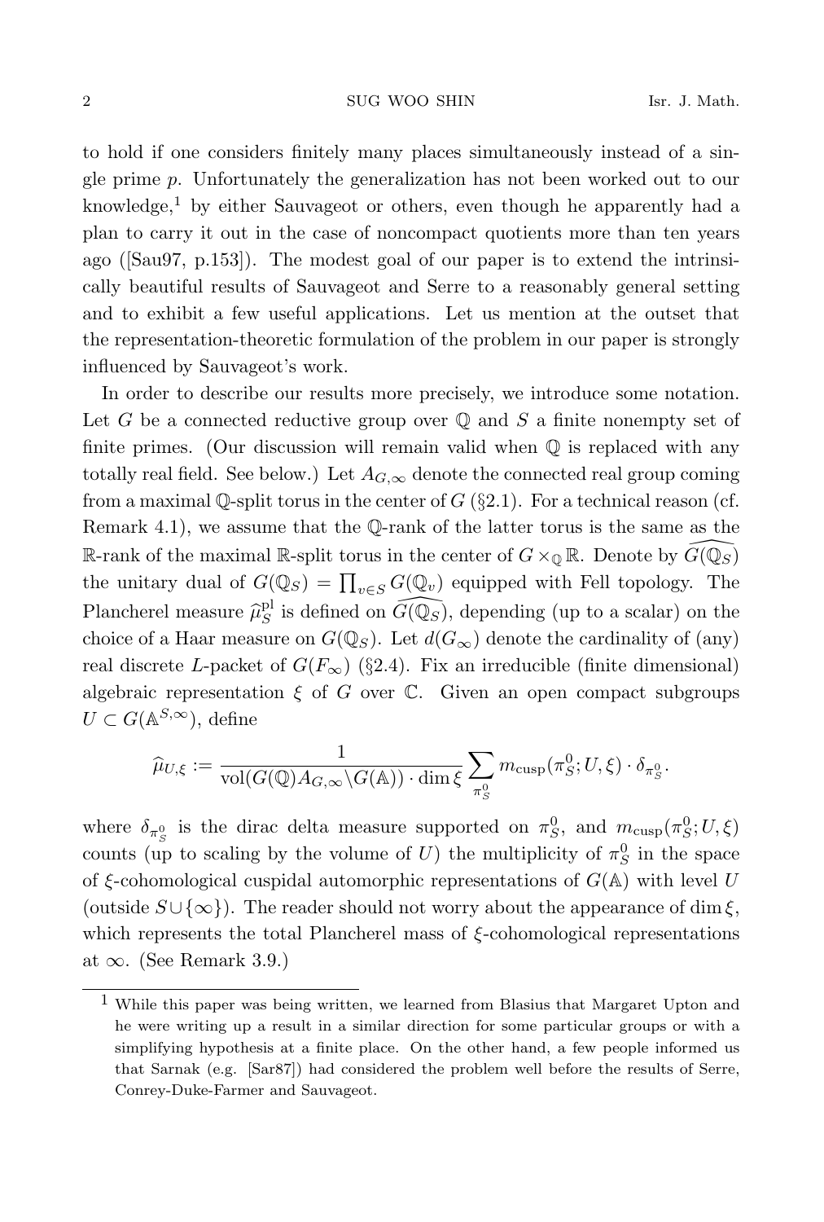to hold if one considers finitely many places simultaneously instead of a single prime $p$. Unfortunately the generalization has not been worked out to our knowledge,[1] by either Sauvageot or others, even though he apparently had a plan to carry it out in the case of noncompact quotients more than ten years ago ([Sau97, p.153]). The modest goal of our paper is to extend the intrinsically beautiful results of Sauvageot and Serre to a reasonably general setting and to exhibit a few useful applications. Let us mention at the outset that the representation-theoretic formulation of the problem in our paper is strongly influenced by Sauvageot's work.

In order to describe our results more precisely, we introduce some notation. Let $G$ be a connected reductive group over $\mathbb{Q}$ and $S$ a finite nonempty set of finite primes. (Our discussion will remain valid when $\mathbb{Q}$ is replaced with any totally real field. See below.) Let $A_{G,\infty}$ denote the connected real group coming from a maximal $\mathbb{Q}$-split torus in the center of $G$ (§2.1). For a technical reason (cf. Remark 4.1), we assume that the $\mathbb{Q}$-rank of the latter torus is the same as the $\mathbb{R}$-rank of the maximal $\mathbb{R}$-split torus in the center of $G \times_{\mathbb{Q}} \mathbb{R}$. Denote by $\widehat{G(\mathbb{Q}_S)}$ the unitary dual of $G(\mathbb{Q}_S) = \prod_{v \in S} G(\mathbb{Q}_v)$ equipped with Fell topology. The Plancherel measure $\widehat{\mu}^{\mathrm{pl}}_S$ is defined on $\widehat{G(\mathbb{Q}_S)}$, depending (up to a scalar) on the choice of a Haar measure on $G(\mathbb{Q}_S)$. Let $d(G_\infty)$ denote the cardinality of (any) real discrete $L$-packet of $G(F_\infty)$ (§2.4). Fix an irreducible (finite dimensional) algebraic representation $\xi$ of $G$ over $\mathbb{C}$. Given an open compact subgroups $U \subset G(\mathbb{A}^{S,\infty})$, define

$$\widehat{\mu}_{U,\xi} := \frac{1}{\mathrm{vol}(G(\mathbb{Q})A_{G,\infty}\backslash G(\mathbb{A})) \cdot \dim \xi} \sum_{\pi^0_S} m_{\mathrm{cusp}}(\pi^0_S; U, \xi) \cdot \delta_{\pi^0_S}.$$

where $\delta_{\pi^0_S}$ is the dirac delta measure supported on $\pi^0_S$, and $m_{\mathrm{cusp}}(\pi^0_S; U, \xi)$ counts (up to scaling by the volume of $U$) the multiplicity of $\pi^0_S$ in the space of $\xi$-cohomological cuspidal automorphic representations of $G(\mathbb{A})$ with level $U$ (outside $S \cup \{\infty\}$). The reader should not worry about the appearance of $\dim \xi$, which represents the total Plancherel mass of $\xi$-cohomological representations at $\infty$. (See Remark 3.9.)

---

[1] While this paper was being written, we learned from Blasius that Margaret Upton and he were writing up a result in a similar direction for some particular groups or with a simplifying hypothesis at a finite place. On the other hand, a few people informed us that Sarnak (e.g. [Sar87]) had considered the problem well before the results of Serre, Conrey-Duke-Farmer and Sauvageot.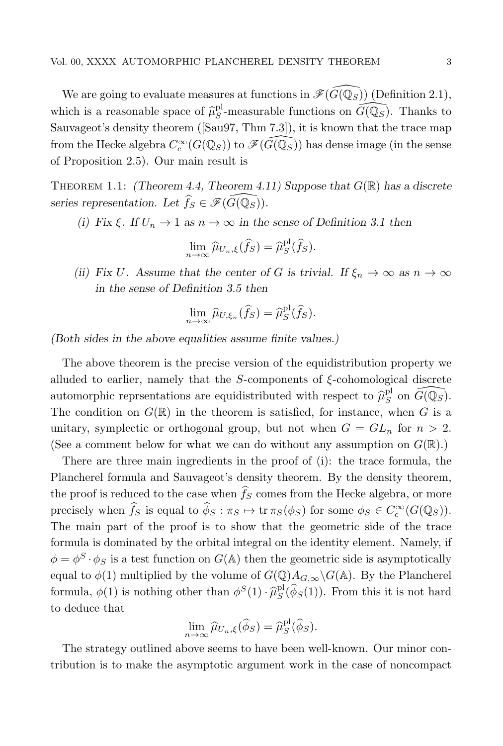We are going to evaluate measures at functions in $\mathscr{F}(\widehat{G(\mathbb{Q}_S)})$ (Definition 2.1), which is a reasonable space of $\widehat{\mu}^{\mathrm{pl}}_S$-measurable functions on $\widehat{G(\mathbb{Q}_S)}$. Thanks to Sauvageot's density theorem ([Sau97, Thm 7.3]), it is known that the trace map from the Hecke algebra $C_c^\infty(G(\mathbb{Q}_S))$ to $\mathscr{F}(\widehat{G(\mathbb{Q}_S)})$ has dense image (in the sense of Proposition 2.5). Our main result is

Theorem 1.1: *(Theorem 4.4, Theorem 4.11) Suppose that $G(\mathbb{R})$ has a discrete series representation. Let $\widehat{f}_S \in \mathscr{F}(\widehat{G(\mathbb{Q}_S)})$.*

*(i) Fix $\xi$. If $U_n \to 1$ as $n \to \infty$ in the sense of Definition 3.1 then*

$$\lim_{n\to\infty} \widehat{\mu}_{U_n,\xi}(\widehat{f}_S) = \widehat{\mu}^{\mathrm{pl}}_S(\widehat{f}_S).$$

*(ii) Fix $U$. Assume that the center of $G$ is trivial. If $\xi_n \to \infty$ as $n \to \infty$ in the sense of Definition 3.5 then*

$$\lim_{n\to\infty} \widehat{\mu}_{U,\xi_n}(\widehat{f}_S) = \widehat{\mu}^{\mathrm{pl}}_S(\widehat{f}_S).$$

*(Both sides in the above equalities assume finite values.)*

The above theorem is the precise version of the equidistribution property we alluded to earlier, namely that the $S$-components of $\xi$-cohomological discrete automorphic reprsentations are equidistributed with respect to $\widehat{\mu}^{\mathrm{pl}}_S$ on $\widehat{G(\mathbb{Q}_S)}$. The condition on $G(\mathbb{R})$ in the theorem is satisfied, for instance, when $G$ is a unitary, symplectic or orthogonal group, but not when $G = GL_n$ for $n > 2$. (See a comment below for what we can do without any assumption on $G(\mathbb{R})$.)

There are three main ingredients in the proof of (i): the trace formula, the Plancherel formula and Sauvageot's density theorem. By the density theorem, the proof is reduced to the case when $\widehat{f}_S$ comes from the Hecke algebra, or more precisely when $\widehat{f}_S$ is equal to $\widehat{\phi}_S : \pi_S \mapsto \operatorname{tr} \pi_S(\phi_S)$ for some $\phi_S \in C_c^\infty(G(\mathbb{Q}_S))$. The main part of the proof is to show that the geometric side of the trace formula is dominated by the orbital integral on the identity element. Namely, if $\phi = \phi^S \cdot \phi_S$ is a test function on $G(\mathbb{A})$ then the geometric side is asymptotically equal to $\phi(1)$ multiplied by the volume of $G(\mathbb{Q})A_{G,\infty}\backslash G(\mathbb{A})$. By the Plancherel formula, $\phi(1)$ is nothing other than $\phi^S(1) \cdot \widehat{\mu}^{\mathrm{pl}}_S(\widehat{\phi}_S(1))$. From this it is not hard to deduce that

$$\lim_{n\to\infty} \widehat{\mu}_{U_n,\xi}(\widehat{\phi}_S) = \widehat{\mu}^{\mathrm{pl}}_S(\widehat{\phi}_S).$$

The strategy outlined above seems to have been well-known. Our minor contribution is to make the asymptotic argument work in the case of noncompact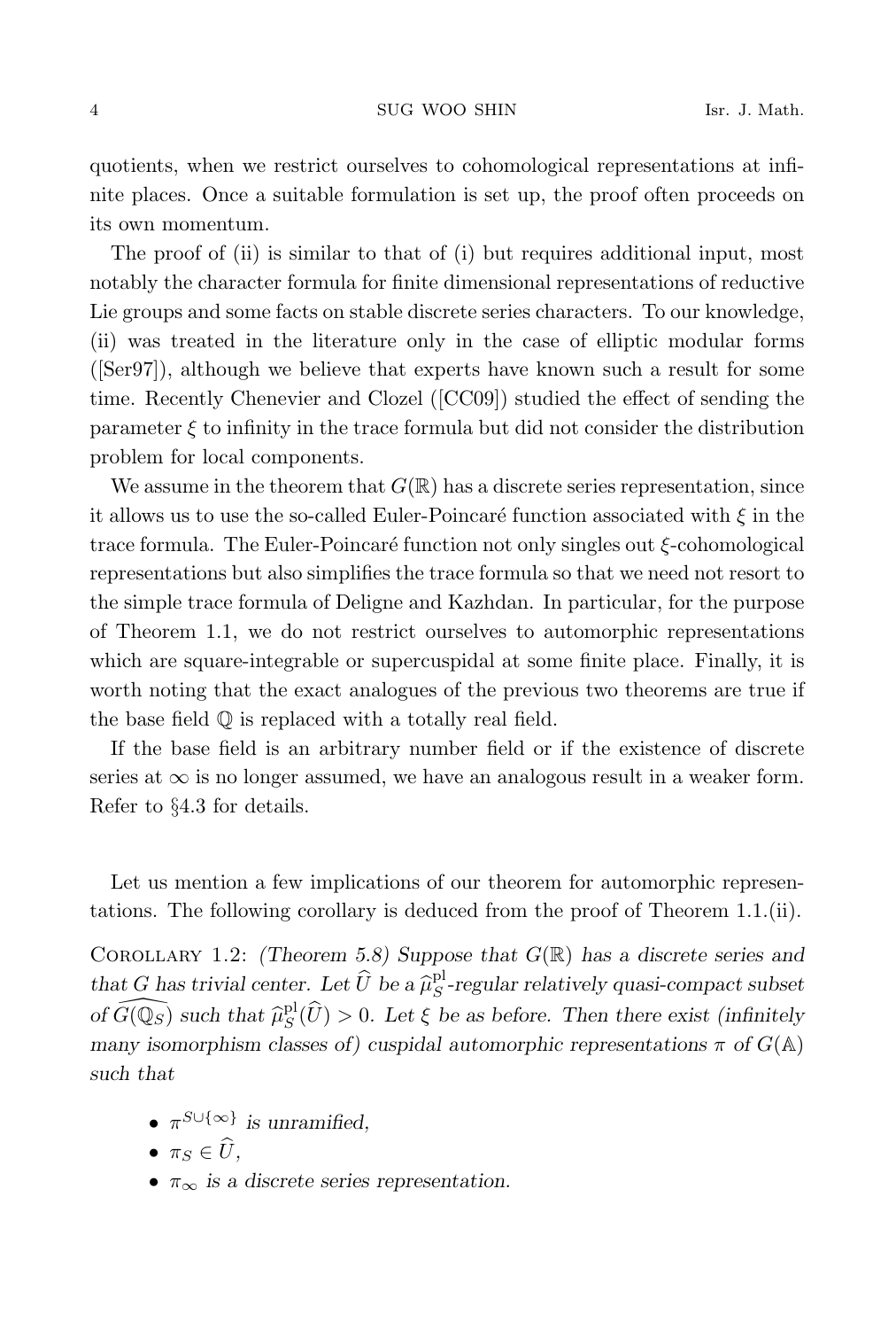quotients, when we restrict ourselves to cohomological representations at infinite places. Once a suitable formulation is set up, the proof often proceeds on its own momentum.

The proof of (ii) is similar to that of (i) but requires additional input, most notably the character formula for finite dimensional representations of reductive Lie groups and some facts on stable discrete series characters. To our knowledge, (ii) was treated in the literature only in the case of elliptic modular forms ([Ser97]), although we believe that experts have known such a result for some time. Recently Chenevier and Clozel ([CC09]) studied the effect of sending the parameter $\xi$ to infinity in the trace formula but did not consider the distribution problem for local components.

We assume in the theorem that $G(\mathbb{R})$ has a discrete series representation, since it allows us to use the so-called Euler-Poincaré function associated with $\xi$ in the trace formula. The Euler-Poincaré function not only singles out $\xi$-cohomological representations but also simplifies the trace formula so that we need not resort to the simple trace formula of Deligne and Kazhdan. In particular, for the purpose of Theorem 1.1, we do not restrict ourselves to automorphic representations which are square-integrable or supercuspidal at some finite place. Finally, it is worth noting that the exact analogues of the previous two theorems are true if the base field $\mathbb{Q}$ is replaced with a totally real field.

If the base field is an arbitrary number field or if the existence of discrete series at $\infty$ is no longer assumed, we have an analogous result in a weaker form. Refer to §4.3 for details.

Let us mention a few implications of our theorem for automorphic representations. The following corollary is deduced from the proof of Theorem 1.1.(ii).

Corollary 1.2: *(Theorem 5.8) Suppose that $G(\mathbb{R})$ has a discrete series and that $G$ has trivial center. Let $\widehat{U}$ be a $\widehat{\mu}^{\mathrm{pl}}_S$-regular relatively quasi-compact subset of $\widehat{G(\mathbb{Q}_S)}$ such that $\widehat{\mu}^{\mathrm{pl}}_S(\widehat{U}) > 0$. Let $\xi$ be as before. Then there exist (infinitely many isomorphism classes of) cuspidal automorphic representations $\pi$ of $G(\mathbb{A})$ such that*

- *$\pi^{S\cup\{\infty\}}$ is unramified,*
- *$\pi_S \in \widehat{U}$,*
- *$\pi_\infty$ is a discrete series representation.*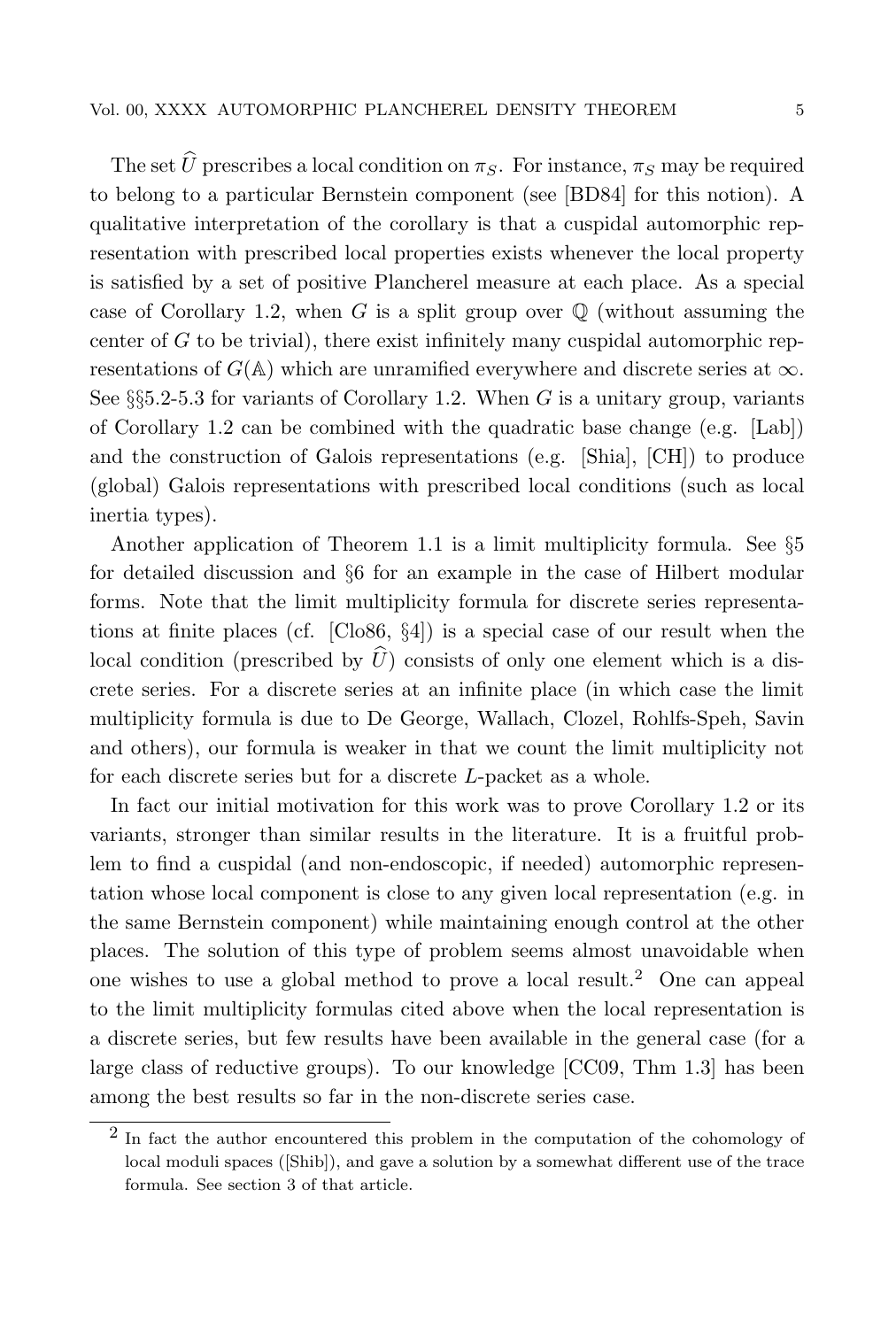The set $\widehat{U}$ prescribes a local condition on $\pi_S$. For instance, $\pi_S$ may be required to belong to a particular Bernstein component (see [BD84] for this notion). A qualitative interpretation of the corollary is that a cuspidal automorphic representation with prescribed local properties exists whenever the local property is satisfied by a set of positive Plancherel measure at each place. As a special case of Corollary 1.2, when $G$ is a split group over $\mathbb{Q}$ (without assuming the center of $G$ to be trivial), there exist infinitely many cuspidal automorphic representations of $G(\mathbb{A})$ which are unramified everywhere and discrete series at $\infty$. See §§5.2-5.3 for variants of Corollary 1.2. When $G$ is a unitary group, variants of Corollary 1.2 can be combined with the quadratic base change (e.g. [Lab]) and the construction of Galois representations (e.g. [Shia], [CH]) to produce (global) Galois representations with prescribed local conditions (such as local inertia types).

Another application of Theorem 1.1 is a limit multiplicity formula. See §5 for detailed discussion and §6 for an example in the case of Hilbert modular forms. Note that the limit multiplicity formula for discrete series representations at finite places (cf. [Clo86, §4]) is a special case of our result when the local condition (prescribed by $\widehat{U}$) consists of only one element which is a discrete series. For a discrete series at an infinite place (in which case the limit multiplicity formula is due to De George, Wallach, Clozel, Rohlfs-Speh, Savin and others), our formula is weaker in that we count the limit multiplicity not for each discrete series but for a discrete $L$-packet as a whole.

In fact our initial motivation for this work was to prove Corollary 1.2 or its variants, stronger than similar results in the literature. It is a fruitful problem to find a cuspidal (and non-endoscopic, if needed) automorphic representation whose local component is close to any given local representation (e.g. in the same Bernstein component) while maintaining enough control at the other places. The solution of this type of problem seems almost unavoidable when one wishes to use a global method to prove a local result.[2] One can appeal to the limit multiplicity formulas cited above when the local representation is a discrete series, but few results have been available in the general case (for a large class of reductive groups). To our knowledge [CC09, Thm 1.3] has been among the best results so far in the non-discrete series case.

[2] In fact the author encountered this problem in the computation of the cohomology of local moduli spaces ([Shib]), and gave a solution by a somewhat different use of the trace formula. See section 3 of that article.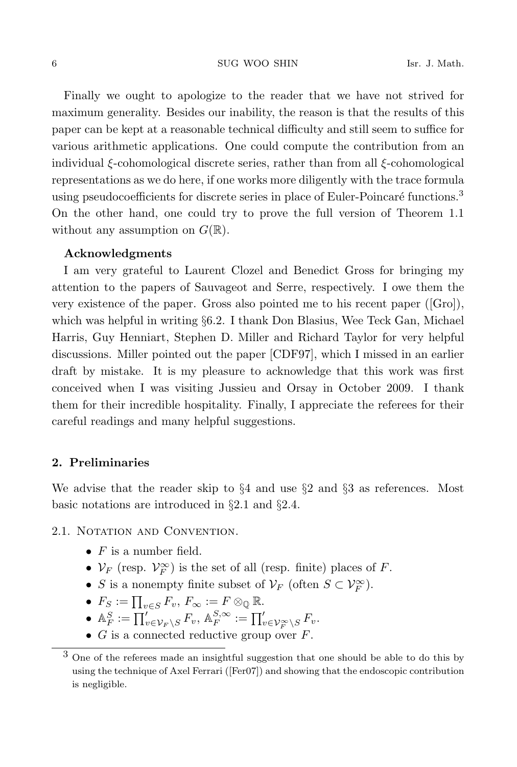Finally we ought to apologize to the reader that we have not strived for maximum generality. Besides our inability, the reason is that the results of this paper can be kept at a reasonable technical difficulty and still seem to suffice for various arithmetic applications. One could compute the contribution from an individual $\xi$-cohomological discrete series, rather than from all $\xi$-cohomological representations as we do here, if one works more diligently with the trace formula using pseudocoefficients for discrete series in place of Euler-Poincaré functions.[3] On the other hand, one could try to prove the full version of Theorem 1.1 without any assumption on $G(\mathbb{R})$.

**Acknowledgments**

I am very grateful to Laurent Clozel and Benedict Gross for bringing my attention to the papers of Sauvageot and Serre, respectively. I owe them the very existence of the paper. Gross also pointed me to his recent paper ([Gro]), which was helpful in writing §6.2. I thank Don Blasius, Wee Teck Gan, Michael Harris, Guy Henniart, Stephen D. Miller and Richard Taylor for very helpful discussions. Miller pointed out the paper [CDF97], which I missed in an earlier draft by mistake. It is my pleasure to acknowledge that this work was first conceived when I was visiting Jussieu and Orsay in October 2009. I thank them for their incredible hospitality. Finally, I appreciate the referees for their careful readings and many helpful suggestions.

## 2. Preliminaries

We advise that the reader skip to §4 and use §2 and §3 as references. Most basic notations are introduced in §2.1 and §2.4.

### 2.1. Notation and Convention.

- $F$ is a number field.
- $\mathcal{V}_F$ (resp. $\mathcal{V}_F^\infty$) is the set of all (resp. finite) places of $F$.
- $S$ is a nonempty finite subset of $\mathcal{V}_F$ (often $S \subset \mathcal{V}_F^\infty$).
- $F_S := \prod_{v \in S} F_v$, $F_\infty := F \otimes_{\mathbb{Q}} \mathbb{R}$.
- $\mathbb{A}_F^S := \prod'_{v \in \mathcal{V}_F \setminus S} F_v$, $\mathbb{A}_F^{S,\infty} := \prod'_{v \in \mathcal{V}_F^\infty \setminus S} F_v$.
- $G$ is a connected reductive group over $F$.

[3] One of the referees made an insightful suggestion that one should be able to do this by using the technique of Axel Ferrari ([Fer07]) and showing that the endoscopic contribution is negligible.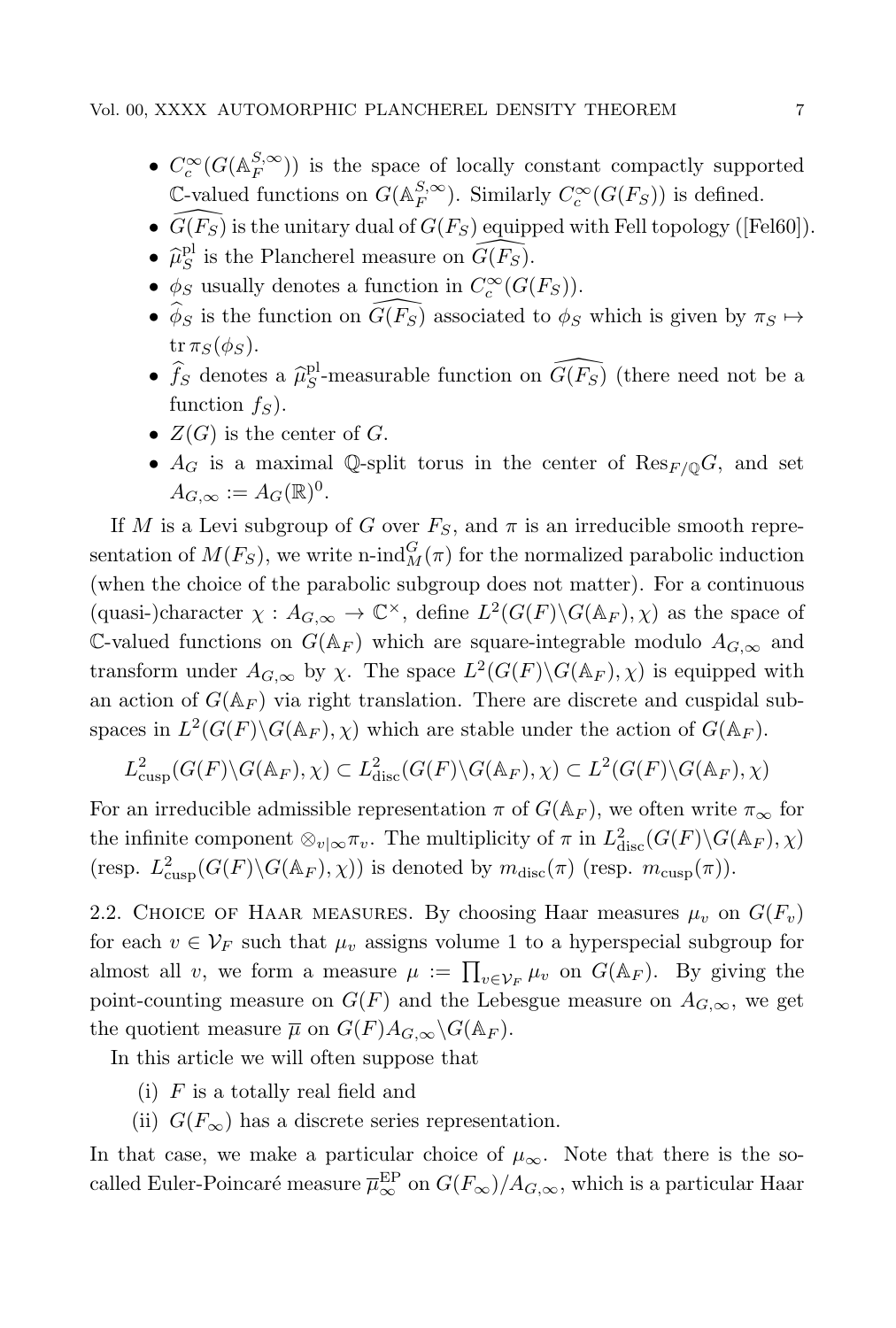- $C_c^\infty(G(\mathbb{A}_F^{S,\infty}))$ is the space of locally constant compactly supported $\mathbb{C}$-valued functions on $G(\mathbb{A}_F^{S,\infty})$. Similarly $C_c^\infty(G(F_S))$ is defined.
- $\widehat{G(F_S)}$ is the unitary dual of $G(F_S)$ equipped with Fell topology ([Fel60]).
- $\widehat{\mu}_S^{\mathrm{pl}}$ is the Plancherel measure on $\widehat{G(F_S)}$.
- $\phi_S$ usually denotes a function in $C_c^\infty(G(F_S))$.
- $\widehat{\phi}_S$ is the function on $\widehat{G(F_S)}$ associated to $\phi_S$ which is given by $\pi_S \mapsto \operatorname{tr} \pi_S(\phi_S)$.
- $\widehat{f}_S$ denotes a $\widehat{\mu}_S^{\mathrm{pl}}$-measurable function on $\widehat{G(F_S)}$ (there need not be a function $f_S$).
- $Z(G)$ is the center of $G$.
- $A_G$ is a maximal $\mathbb{Q}$-split torus in the center of $\mathrm{Res}_{F/\mathbb{Q}} G$, and set $A_{G,\infty} := A_G(\mathbb{R})^0$.

If $M$ is a Levi subgroup of $G$ over $F_S$, and $\pi$ is an irreducible smooth representation of $M(F_S)$, we write $\text{n-ind}_M^G(\pi)$ for the normalized parabolic induction (when the choice of the parabolic subgroup does not matter). For a continuous (quasi-)character $\chi : A_{G,\infty} \to \mathbb{C}^\times$, define $L^2(G(F)\backslash G(\mathbb{A}_F), \chi)$ as the space of $\mathbb{C}$-valued functions on $G(\mathbb{A}_F)$ which are square-integrable modulo $A_{G,\infty}$ and transform under $A_{G,\infty}$ by $\chi$. The space $L^2(G(F)\backslash G(\mathbb{A}_F), \chi)$ is equipped with an action of $G(\mathbb{A}_F)$ via right translation. There are discrete and cuspidal subspaces in $L^2(G(F)\backslash G(\mathbb{A}_F), \chi)$ which are stable under the action of $G(\mathbb{A}_F)$.

$$L^2_{\mathrm{cusp}}(G(F)\backslash G(\mathbb{A}_F), \chi) \subset L^2_{\mathrm{disc}}(G(F)\backslash G(\mathbb{A}_F), \chi) \subset L^2(G(F)\backslash G(\mathbb{A}_F), \chi)$$

For an irreducible admissible representation $\pi$ of $G(\mathbb{A}_F)$, we often write $\pi_\infty$ for the infinite component $\otimes_{v|\infty} \pi_v$. The multiplicity of $\pi$ in $L^2_{\mathrm{disc}}(G(F)\backslash G(\mathbb{A}_F), \chi)$ (resp. $L^2_{\mathrm{cusp}}(G(F)\backslash G(\mathbb{A}_F), \chi)$) is denoted by $m_{\mathrm{disc}}(\pi)$ (resp. $m_{\mathrm{cusp}}(\pi)$).

2.2. Choice of Haar measures. By choosing Haar measures $\mu_v$ on $G(F_v)$ for each $v \in \mathcal{V}_F$ such that $\mu_v$ assigns volume 1 to a hyperspecial subgroup for almost all $v$, we form a measure $\mu := \prod_{v \in \mathcal{V}_F} \mu_v$ on $G(\mathbb{A}_F)$. By giving the point-counting measure on $G(F)$ and the Lebesgue measure on $A_{G,\infty}$, we get the quotient measure $\overline{\mu}$ on $G(F)A_{G,\infty}\backslash G(\mathbb{A}_F)$.

In this article we will often suppose that

(i) $F$ is a totally real field and
(ii) $G(F_\infty)$ has a discrete series representation.

In that case, we make a particular choice of $\mu_\infty$. Note that there is the so-called Euler-Poincaré measure $\overline{\mu}_\infty^{\mathrm{EP}}$ on $G(F_\infty)/A_{G,\infty}$, which is a particular Haar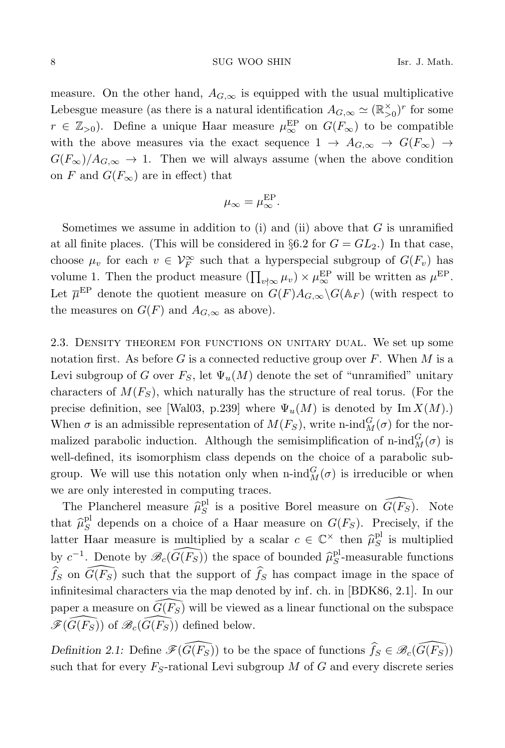measure. On the other hand, $A_{G,\infty}$ is equipped with the usual multiplicative Lebesgue measure (as there is a natural identification $A_{G,\infty} \simeq (\mathbb{R}^\times_{>0})^r$ for some $r \in \mathbb{Z}_{>0}$). Define a unique Haar measure $\mu^{\mathrm{EP}}_\infty$ on $G(F_\infty)$ to be compatible with the above measures via the exact sequence $1 \to A_{G,\infty} \to G(F_\infty) \to G(F_\infty)/A_{G,\infty} \to 1$. Then we will always assume (when the above condition on $F$ and $G(F_\infty)$ are in effect) that

$$\mu_\infty = \mu^{\mathrm{EP}}_\infty.$$

Sometimes we assume in addition to (i) and (ii) above that $G$ is unramified at all finite places. (This will be considered in §6.2 for $G = GL_2$.) In that case, choose $\mu_v$ for each $v \in \mathcal{V}^\infty_F$ such that a hyperspecial subgroup of $G(F_v)$ has volume 1. Then the product measure $(\prod_{v \nmid \infty} \mu_v) \times \mu^{\mathrm{EP}}_\infty$ will be written as $\mu^{\mathrm{EP}}$. Let $\overline{\mu}^{\mathrm{EP}}$ denote the quotient measure on $G(F)A_{G,\infty}\backslash G(\mathbb{A}_F)$ (with respect to the measures on $G(F)$ and $A_{G,\infty}$ as above).

## 2.3. Density theorem for functions on unitary dual.

We set up some notation first. As before $G$ is a connected reductive group over $F$. When $M$ is a Levi subgroup of $G$ over $F_S$, let $\Psi_u(M)$ denote the set of "unramified" unitary characters of $M(F_S)$, which naturally has the structure of real torus. (For the precise definition, see [Wal03, p.239] where $\Psi_u(M)$ is denoted by $\mathrm{Im}\, X(M)$.) When $\sigma$ is an admissible representation of $M(F_S)$, write $\text{n-ind}^G_M(\sigma)$ for the normalized parabolic induction. Although the semisimplification of $\text{n-ind}^G_M(\sigma)$ is well-defined, its isomorphism class depends on the choice of a parabolic subgroup. We will use this notation only when $\text{n-ind}^G_M(\sigma)$ is irreducible or when we are only interested in computing traces.

The Plancherel measure $\widehat{\mu}^{\mathrm{pl}}_S$ is a positive Borel measure on $\widehat{G(F_S)}$. Note that $\widehat{\mu}^{\mathrm{pl}}_S$ depends on a choice of a Haar measure on $G(F_S)$. Precisely, if the latter Haar measure is multiplied by a scalar $c \in \mathbb{C}^\times$ then $\widehat{\mu}^{\mathrm{pl}}_S$ is multiplied by $c^{-1}$. Denote by $\mathscr{B}_c(\widehat{G(F_S)})$ the space of bounded $\widehat{\mu}^{\mathrm{pl}}_S$-measurable functions $\widehat{f}_S$ on $\widehat{G(F_S)}$ such that the support of $\widehat{f}_S$ has compact image in the space of infinitesimal characters via the map denoted by inf. ch. in [BDK86, 2.1]. In our paper a measure on $\widehat{G(F_S)}$ will be viewed as a linear functional on the subspace $\mathscr{F}(\widehat{G(F_S)})$ of $\mathscr{B}_c(\widehat{G(F_S)})$ defined below.

*Definition 2.1:* Define $\mathscr{F}(\widehat{G(F_S)})$ to be the space of functions $\widehat{f}_S \in \mathscr{B}_c(\widehat{G(F_S)})$ such that for every $F_S$-rational Levi subgroup $M$ of $G$ and every discrete series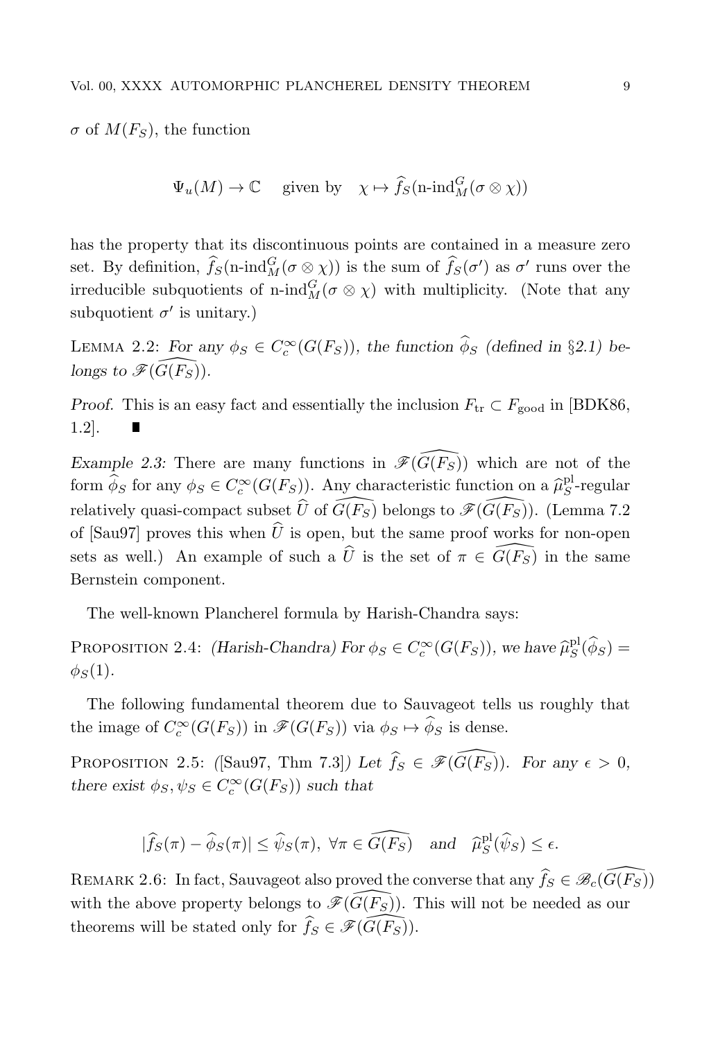$\sigma$ of $M(F_S)$, the function

$$\Psi_u(M) \to \mathbb{C} \quad \text{ given by } \quad \chi \mapsto \widehat{f}_S(\text{n-ind}_M^G(\sigma \otimes \chi))$$

has the property that its discontinuous points are contained in a measure zero set. By definition, $\widehat{f}_S(\text{n-ind}_M^G(\sigma \otimes \chi))$ is the sum of $\widehat{f}_S(\sigma')$ as $\sigma'$ runs over the irreducible subquotients of n-ind$_M^G(\sigma \otimes \chi)$ with multiplicity. (Note that any subquotient $\sigma'$ is unitary.)

Lemma 2.2: *For any $\phi_S \in C_c^\infty(G(F_S))$, the function $\widehat{\phi}_S$ (defined in §2.1) belongs to $\mathscr{F}(\widehat{G(F_S)})$.*

*Proof.* This is an easy fact and essentially the inclusion $F_{\text{tr}} \subset F_{\text{good}}$ in [BDK86, 1.2]. ∎

*Example 2.3:* There are many functions in $\mathscr{F}(\widehat{G(F_S)})$ which are not of the form $\widehat{\phi}_S$ for any $\phi_S \in C_c^\infty(G(F_S))$. Any characteristic function on a $\widehat{\mu}_S^{\text{pl}}$-regular relatively quasi-compact subset $\widehat{U}$ of $\widehat{G(F_S)}$ belongs to $\mathscr{F}(\widehat{G(F_S)})$. (Lemma 7.2 of [Sau97] proves this when $\widehat{U}$ is open, but the same proof works for non-open sets as well.) An example of such a $\widehat{U}$ is the set of $\pi \in \widehat{G(F_S)}$ in the same Bernstein component.

The well-known Plancherel formula by Harish-Chandra says:

Proposition 2.4: *(Harish-Chandra) For $\phi_S \in C_c^\infty(G(F_S))$, we have $\widehat{\mu}_S^{\text{pl}}(\widehat{\phi}_S) = \phi_S(1)$.*

The following fundamental theorem due to Sauvageot tells us roughly that the image of $C_c^\infty(G(F_S))$ in $\mathscr{F}(G(F_S))$ via $\phi_S \mapsto \widehat{\phi}_S$ is dense.

Proposition 2.5: *([Sau97, Thm 7.3]) Let $\widehat{f}_S \in \mathscr{F}(\widehat{G(F_S)})$. For any $\epsilon > 0$, there exist $\phi_S, \psi_S \in C_c^\infty(G(F_S))$ such that*

$$|\widehat{f}_S(\pi) - \widehat{\phi}_S(\pi)| \leq \widehat{\psi}_S(\pi), \ \forall \pi \in \widehat{G(F_S)} \quad \textit{and} \quad \widehat{\mu}_S^{\text{pl}}(\widehat{\psi}_S) \leq \epsilon.$$

Remark 2.6: In fact, Sauvageot also proved the converse that any $\widehat{f}_S \in \mathscr{B}_c(\widehat{G(F_S)})$ with the above property belongs to $\mathscr{F}(\widehat{G(F_S)})$. This will not be needed as our theorems will be stated only for $\widehat{f}_S \in \mathscr{F}(\widehat{G(F_S)})$.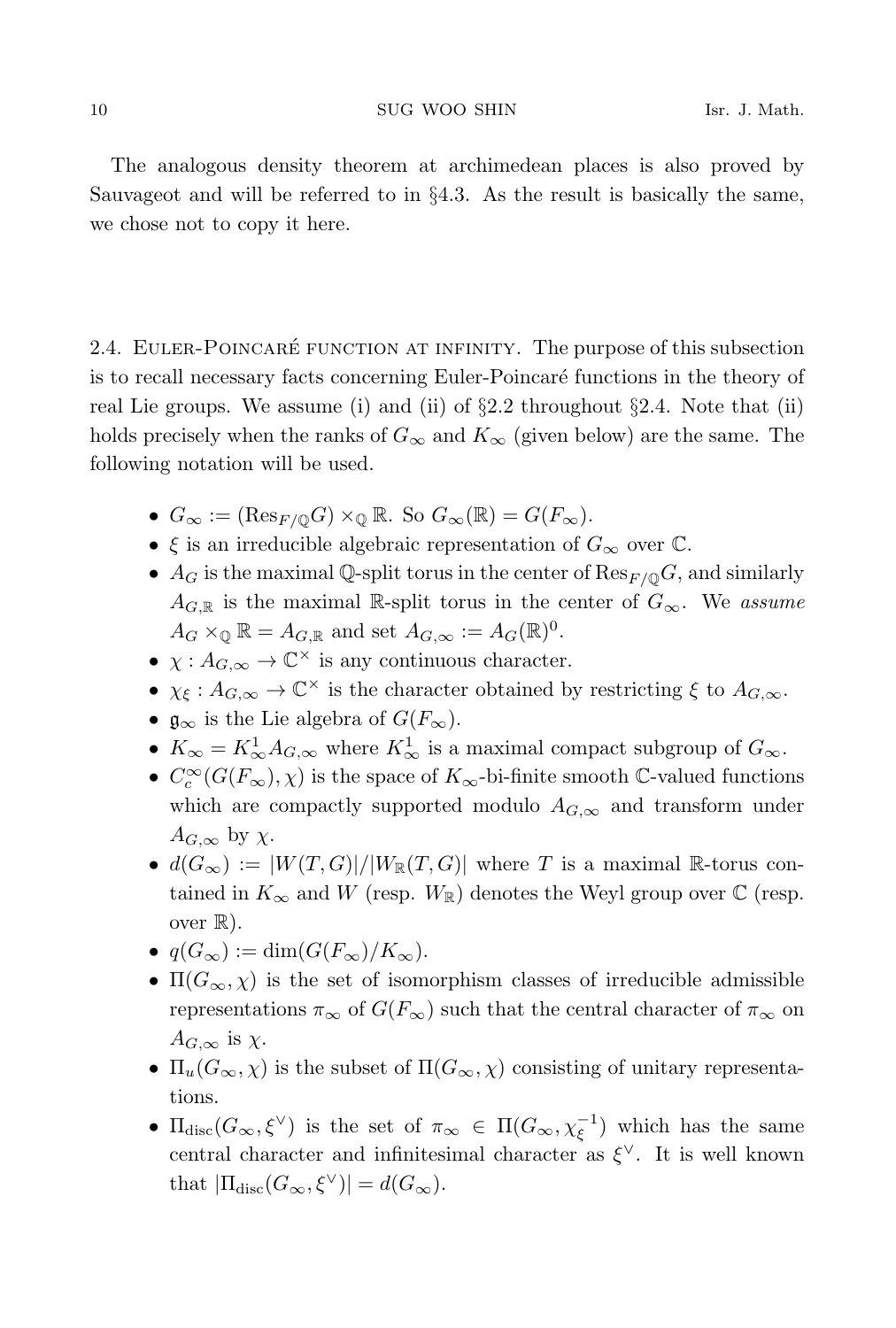The analogous density theorem at archimedean places is also proved by Sauvageot and will be referred to in §4.3. As the result is basically the same, we chose not to copy it here.

## 2.4. Euler-Poincaré function at infinity.

The purpose of this subsection is to recall necessary facts concerning Euler-Poincaré functions in the theory of real Lie groups. We assume (i) and (ii) of §2.2 throughout §2.4. Note that (ii) holds precisely when the ranks of $G_\infty$ and $K_\infty$ (given below) are the same. The following notation will be used.

- $G_\infty := (\mathrm{Res}_{F/\mathbb{Q}} G) \times_{\mathbb{Q}} \mathbb{R}$. So $G_\infty(\mathbb{R}) = G(F_\infty)$.
- $\xi$ is an irreducible algebraic representation of $G_\infty$ over $\mathbb{C}$.
- $A_G$ is the maximal $\mathbb{Q}$-split torus in the center of $\mathrm{Res}_{F/\mathbb{Q}} G$, and similarly $A_{G,\mathbb{R}}$ is the maximal $\mathbb{R}$-split torus in the center of $G_\infty$. We *assume* $A_G \times_{\mathbb{Q}} \mathbb{R} = A_{G,\mathbb{R}}$ and set $A_{G,\infty} := A_G(\mathbb{R})^0$.
- $\chi : A_{G,\infty} \to \mathbb{C}^\times$ is any continuous character.
- $\chi_\xi : A_{G,\infty} \to \mathbb{C}^\times$ is the character obtained by restricting $\xi$ to $A_{G,\infty}$.
- $\mathfrak{g}_\infty$ is the Lie algebra of $G(F_\infty)$.
- $K_\infty = K^1_\infty A_{G,\infty}$ where $K^1_\infty$ is a maximal compact subgroup of $G_\infty$.
- $C^\infty_c(G(F_\infty), \chi)$ is the space of $K_\infty$-bi-finite smooth $\mathbb{C}$-valued functions which are compactly supported modulo $A_{G,\infty}$ and transform under $A_{G,\infty}$ by $\chi$.
- $d(G_\infty) := |W(T,G)|/|W_{\mathbb{R}}(T,G)|$ where $T$ is a maximal $\mathbb{R}$-torus contained in $K_\infty$ and $W$ (resp. $W_{\mathbb{R}}$) denotes the Weyl group over $\mathbb{C}$ (resp. over $\mathbb{R}$).
- $q(G_\infty) := \dim(G(F_\infty)/K_\infty)$.
- $\Pi(G_\infty, \chi)$ is the set of isomorphism classes of irreducible admissible representations $\pi_\infty$ of $G(F_\infty)$ such that the central character of $\pi_\infty$ on $A_{G,\infty}$ is $\chi$.
- $\Pi_u(G_\infty, \chi)$ is the subset of $\Pi(G_\infty, \chi)$ consisting of unitary representations.
- $\Pi_{\mathrm{disc}}(G_\infty, \xi^\vee)$ is the set of $\pi_\infty \in \Pi(G_\infty, \chi_\xi^{-1})$ which has the same central character and infinitesimal character as $\xi^\vee$. It is well known that $|\Pi_{\mathrm{disc}}(G_\infty, \xi^\vee)| = d(G_\infty)$.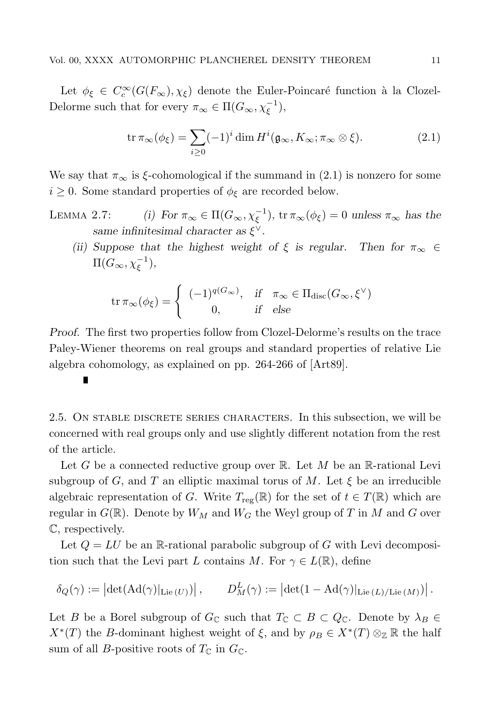Let $\phi_\xi \in C_c^\infty(G(F_\infty), \chi_\xi)$ denote the Euler-Poincaré function à la Clozel-Delorme such that for every $\pi_\infty \in \Pi(G_\infty, \chi_\xi^{-1})$,

$$\operatorname{tr} \pi_\infty(\phi_\xi) = \sum_{i \geq 0} (-1)^i \dim H^i(\mathfrak{g}_\infty, K_\infty; \pi_\infty \otimes \xi). \tag{2.1}$$

We say that $\pi_\infty$ is $\xi$-cohomological if the summand in (2.1) is nonzero for some $i \geq 0$. Some standard properties of $\phi_\xi$ are recorded below.

Lemma 2.7: *(i) For $\pi_\infty \in \Pi(G_\infty, \chi_\xi^{-1})$, $\operatorname{tr} \pi_\infty(\phi_\xi) = 0$ unless $\pi_\infty$ has the same infinitesimal character as $\xi^\vee$.*

*(ii) Suppose that the highest weight of $\xi$ is regular. Then for $\pi_\infty \in \Pi(G_\infty, \chi_\xi^{-1})$,*

$$\operatorname{tr} \pi_\infty(\phi_\xi) = \begin{cases} (-1)^{q(G_\infty)}, & \text{if} \quad \pi_\infty \in \Pi_{\mathrm{disc}}(G_\infty, \xi^\vee) \\ 0, & \text{if} \quad \text{else} \end{cases}$$

*Proof.* The first two properties follow from Clozel-Delorme's results on the trace Paley-Wiener theorems on real groups and standard properties of relative Lie algebra cohomology, as explained on pp. 264-266 of [Art89]. ∎

2.5. On stable discrete series characters. In this subsection, we will be concerned with real groups only and use slightly different notation from the rest of the article.

Let $G$ be a connected reductive group over $\mathbb{R}$. Let $M$ be an $\mathbb{R}$-rational Levi subgroup of $G$, and $T$ an elliptic maximal torus of $M$. Let $\xi$ be an irreducible algebraic representation of $G$. Write $T_{\mathrm{reg}}(\mathbb{R})$ for the set of $t \in T(\mathbb{R})$ which are regular in $G(\mathbb{R})$. Denote by $W_M$ and $W_G$ the Weyl group of $T$ in $M$ and $G$ over $\mathbb{C}$, respectively.

Let $Q = LU$ be an $\mathbb{R}$-rational parabolic subgroup of $G$ with Levi decomposition such that the Levi part $L$ contains $M$. For $\gamma \in L(\mathbb{R})$, define

$$\delta_Q(\gamma) := \left|\det(\mathrm{Ad}(\gamma)|_{\mathrm{Lie}\,(U)})\right|, \qquad D_M^L(\gamma) := \left|\det(1 - \mathrm{Ad}(\gamma)|_{\mathrm{Lie}\,(L)/\mathrm{Lie}\,(M)})\right|.$$

Let $B$ be a Borel subgroup of $G_\mathbb{C}$ such that $T_\mathbb{C} \subset B \subset Q_\mathbb{C}$. Denote by $\lambda_B \in X^*(T)$ the $B$-dominant highest weight of $\xi$, and by $\rho_B \in X^*(T) \otimes_\mathbb{Z} \mathbb{R}$ the half sum of all $B$-positive roots of $T_\mathbb{C}$ in $G_\mathbb{C}$.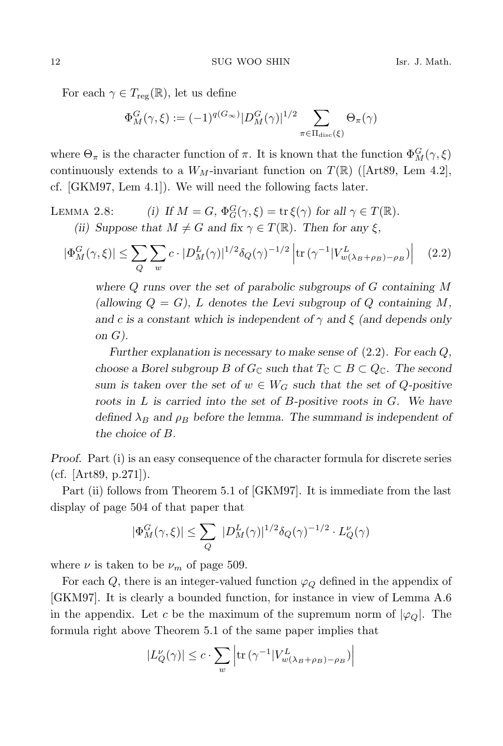For each $\gamma \in T_{\mathrm{reg}}(\mathbb{R})$, let us define

$$\Phi^G_M(\gamma, \xi) := (-1)^{q(G_\infty)} |D^G_M(\gamma)|^{1/2} \sum_{\pi \in \Pi_{\mathrm{disc}}(\xi)} \Theta_\pi(\gamma)$$

where $\Theta_\pi$ is the character function of $\pi$. It is known that the function $\Phi^G_M(\gamma, \xi)$ continuously extends to a $W_M$-invariant function on $T(\mathbb{R})$ ([Art89, Lem 4.2], cf. [GKM97, Lem 4.1]). We will need the following facts later.

Lemma 2.8: *(i) If $M = G$, $\Phi^G_G(\gamma, \xi) = \mathrm{tr}\, \xi(\gamma)$ for all $\gamma \in T(\mathbb{R})$.*

*(ii) Suppose that $M \neq G$ and fix $\gamma \in T(\mathbb{R})$. Then for any $\xi$,*

$$|\Phi^G_M(\gamma, \xi)| \leq \sum_Q \sum_w c \cdot |D^L_M(\gamma)|^{1/2} \delta_Q(\gamma)^{-1/2} \left| \mathrm{tr}\,(\gamma^{-1} | V^L_{w(\lambda_B + \rho_B) - \rho_B}) \right| \tag{2.2}$$

*where $Q$ runs over the set of parabolic subgroups of $G$ containing $M$ (allowing $Q = G$), $L$ denotes the Levi subgroup of $Q$ containing $M$, and $c$ is a constant which is independent of $\gamma$ and $\xi$ (and depends only on $G$).*

*Further explanation is necessary to make sense of (2.2). For each $Q$, choose a Borel subgroup $B$ of $G_{\mathbb{C}}$ such that $T_{\mathbb{C}} \subset B \subset Q_{\mathbb{C}}$. The second sum is taken over the set of $w \in W_G$ such that the set of $Q$-positive roots in $L$ is carried into the set of $B$-positive roots in $G$. We have defined $\lambda_B$ and $\rho_B$ before the lemma. The summand is independent of the choice of $B$.*

*Proof.* Part (i) is an easy consequence of the character formula for discrete series (cf. [Art89, p.271]).

Part (ii) follows from Theorem 5.1 of [GKM97]. It is immediate from the last display of page 504 of that paper that

$$|\Phi^G_M(\gamma, \xi)| \leq \sum_Q \, |D^L_M(\gamma)|^{1/2} \delta_Q(\gamma)^{-1/2} \cdot L^\nu_Q(\gamma)$$

where $\nu$ is taken to be $\nu_m$ of page 509.

For each $Q$, there is an integer-valued function $\varphi_Q$ defined in the appendix of [GKM97]. It is clearly a bounded function, for instance in view of Lemma A.6 in the appendix. Let $c$ be the maximum of the supremum norm of $|\varphi_Q|$. The formula right above Theorem 5.1 of the same paper implies that

$$|L^\nu_Q(\gamma)| \leq c \cdot \sum_w \left| \mathrm{tr}\,(\gamma^{-1} | V^L_{w(\lambda_B + \rho_B) - \rho_B}) \right|$$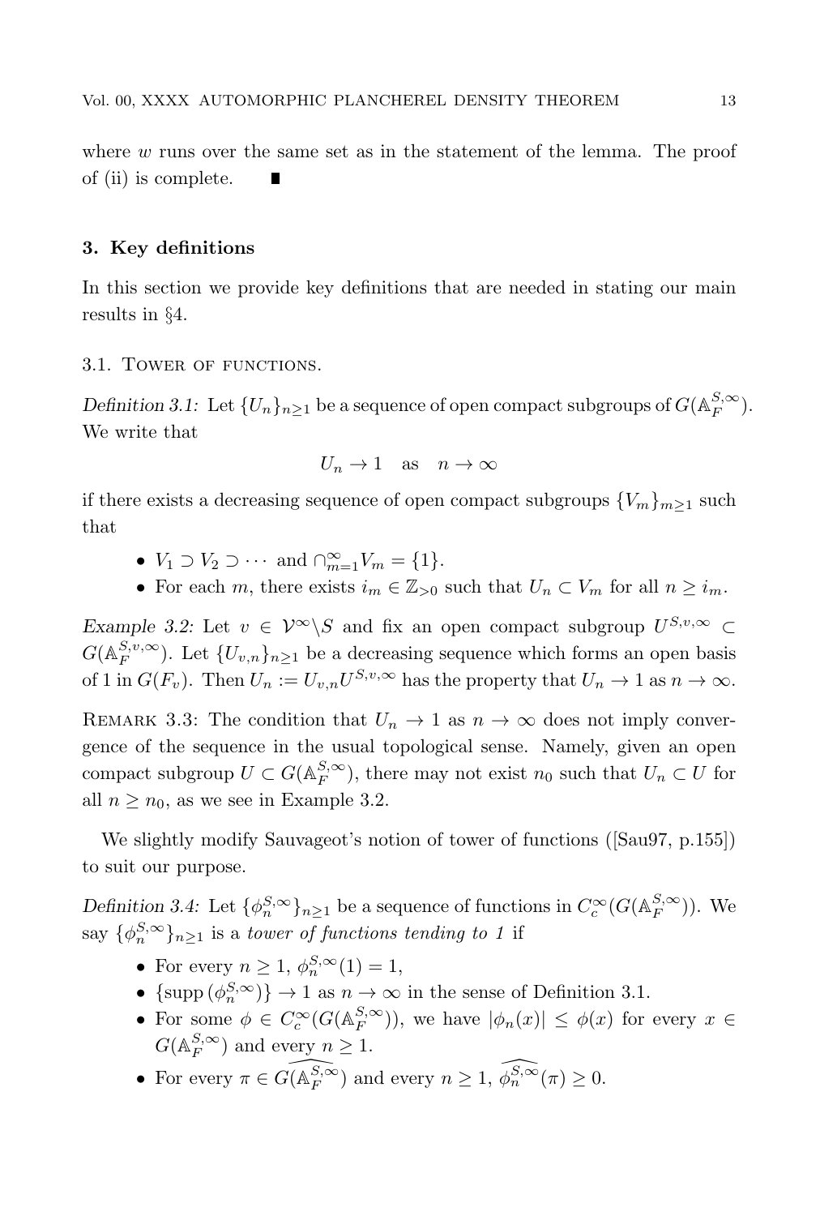where $w$ runs over the same set as in the statement of the lemma. The proof of (ii) is complete. ∎

## 3. Key definitions

In this section we provide key definitions that are needed in stating our main results in §4.

### 3.1. Tower of functions.

*Definition 3.1:* Let $\{U_n\}_{n\geq 1}$ be a sequence of open compact subgroups of $G(\mathbb{A}_F^{S,\infty})$. We write that

$$U_n \to 1 \quad \text{as} \quad n \to \infty$$

if there exists a decreasing sequence of open compact subgroups $\{V_m\}_{m\geq 1}$ such that

- $V_1 \supset V_2 \supset \cdots$ and $\cap_{m=1}^{\infty} V_m = \{1\}$.
- For each $m$, there exists $i_m \in \mathbb{Z}_{>0}$ such that $U_n \subset V_m$ for all $n \geq i_m$.

*Example 3.2:* Let $v \in \mathcal{V}^\infty \backslash S$ and fix an open compact subgroup $U^{S,v,\infty} \subset G(\mathbb{A}_F^{S,v,\infty})$. Let $\{U_{v,n}\}_{n\geq 1}$ be a decreasing sequence which forms an open basis of 1 in $G(F_v)$. Then $U_n := U_{v,n} U^{S,v,\infty}$ has the property that $U_n \to 1$ as $n \to \infty$.

Remark 3.3: The condition that $U_n \to 1$ as $n \to \infty$ does not imply convergence of the sequence in the usual topological sense. Namely, given an open compact subgroup $U \subset G(\mathbb{A}_F^{S,\infty})$, there may not exist $n_0$ such that $U_n \subset U$ for all $n \geq n_0$, as we see in Example 3.2.

We slightly modify Sauvageot's notion of tower of functions ([Sau97, p.155]) to suit our purpose.

*Definition 3.4:* Let $\{\phi_n^{S,\infty}\}_{n\geq 1}$ be a sequence of functions in $C_c^\infty(G(\mathbb{A}_F^{S,\infty}))$. We say $\{\phi_n^{S,\infty}\}_{n\geq 1}$ is a *tower of functions tending to 1* if

- For every $n \geq 1$, $\phi_n^{S,\infty}(1) = 1$,
- $\{\mathrm{supp}\,(\phi_n^{S,\infty})\} \to 1$ as $n \to \infty$ in the sense of Definition 3.1.
- For some $\phi \in C_c^\infty(G(\mathbb{A}_F^{S,\infty}))$, we have $|\phi_n(x)| \leq \phi(x)$ for every $x \in G(\mathbb{A}_F^{S,\infty})$ and every $n \geq 1$.
- For every $\pi \in \widehat{G(\mathbb{A}_F^{S,\infty})}$ and every $n \geq 1$, $\widehat{\phi_n^{S,\infty}}(\pi) \geq 0$.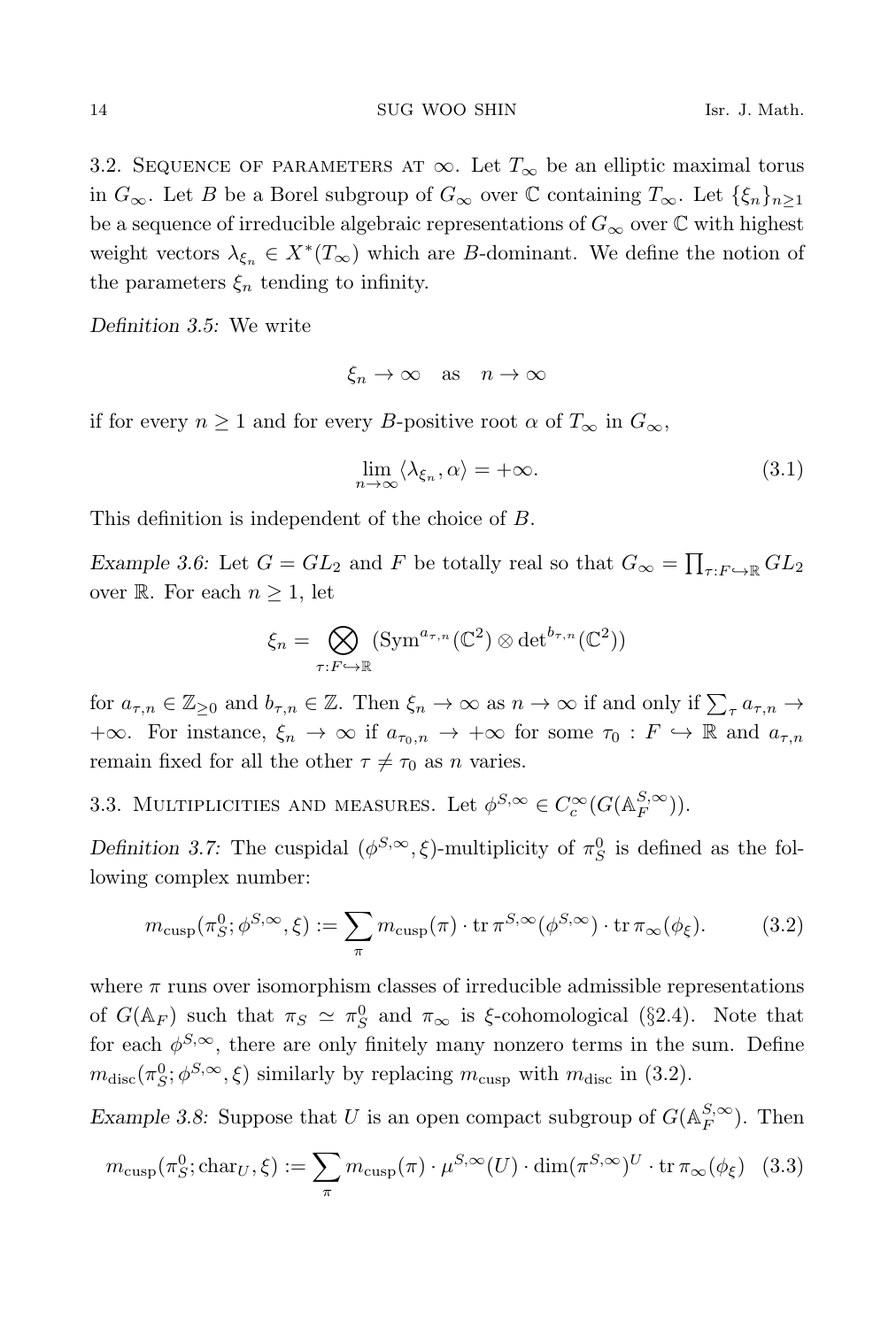3.2. Sequence of parameters at $\infty$. Let $T_\infty$ be an elliptic maximal torus in $G_\infty$. Let $B$ be a Borel subgroup of $G_\infty$ over $\mathbb{C}$ containing $T_\infty$. Let $\{\xi_n\}_{n\geq 1}$ be a sequence of irreducible algebraic representations of $G_\infty$ over $\mathbb{C}$ with highest weight vectors $\lambda_{\xi_n} \in X^*(T_\infty)$ which are $B$-dominant. We define the notion of the parameters $\xi_n$ tending to infinity.

*Definition 3.5:* We write

$$\xi_n \to \infty \quad \text{as} \quad n \to \infty$$

if for every $n \geq 1$ and for every $B$-positive root $\alpha$ of $T_\infty$ in $G_\infty$,

$$\lim_{n\to\infty} \langle \lambda_{\xi_n}, \alpha \rangle = +\infty. \tag{3.1}$$

This definition is independent of the choice of $B$.

*Example 3.6:* Let $G = GL_2$ and $F$ be totally real so that $G_\infty = \prod_{\tau : F \hookrightarrow \mathbb{R}} GL_2$ over $\mathbb{R}$. For each $n \geq 1$, let

$$\xi_n = \bigotimes_{\tau : F \hookrightarrow \mathbb{R}} (\mathrm{Sym}^{a_{\tau,n}}(\mathbb{C}^2) \otimes \det{}^{b_{\tau,n}}(\mathbb{C}^2))$$

for $a_{\tau,n} \in \mathbb{Z}_{\geq 0}$ and $b_{\tau,n} \in \mathbb{Z}$. Then $\xi_n \to \infty$ as $n \to \infty$ if and only if $\sum_\tau a_{\tau,n} \to +\infty$. For instance, $\xi_n \to \infty$ if $a_{\tau_0,n} \to +\infty$ for some $\tau_0 : F \hookrightarrow \mathbb{R}$ and $a_{\tau,n}$ remain fixed for all the other $\tau \neq \tau_0$ as $n$ varies.

3.3. Multiplicities and measures. Let $\phi^{S,\infty} \in C_c^\infty(G(\mathbb{A}_F^{S,\infty}))$.

*Definition 3.7:* The cuspidal $(\phi^{S,\infty}, \xi)$-multiplicity of $\pi_S^0$ is defined as the following complex number:

$$m_{\mathrm{cusp}}(\pi_S^0; \phi^{S,\infty}, \xi) := \sum_\pi m_{\mathrm{cusp}}(\pi) \cdot \mathrm{tr}\, \pi^{S,\infty}(\phi^{S,\infty}) \cdot \mathrm{tr}\, \pi_\infty(\phi_\xi). \tag{3.2}$$

where $\pi$ runs over isomorphism classes of irreducible admissible representations of $G(\mathbb{A}_F)$ such that $\pi_S \simeq \pi_S^0$ and $\pi_\infty$ is $\xi$-cohomological (§2.4). Note that for each $\phi^{S,\infty}$, there are only finitely many nonzero terms in the sum. Define $m_{\mathrm{disc}}(\pi_S^0; \phi^{S,\infty}, \xi)$ similarly by replacing $m_{\mathrm{cusp}}$ with $m_{\mathrm{disc}}$ in (3.2).

*Example 3.8:* Suppose that $U$ is an open compact subgroup of $G(\mathbb{A}_F^{S,\infty})$. Then

$$m_{\mathrm{cusp}}(\pi_S^0; \mathrm{char}_U, \xi) := \sum_\pi m_{\mathrm{cusp}}(\pi) \cdot \mu^{S,\infty}(U) \cdot \dim(\pi^{S,\infty})^U \cdot \mathrm{tr}\, \pi_\infty(\phi_\xi) \tag{3.3}$$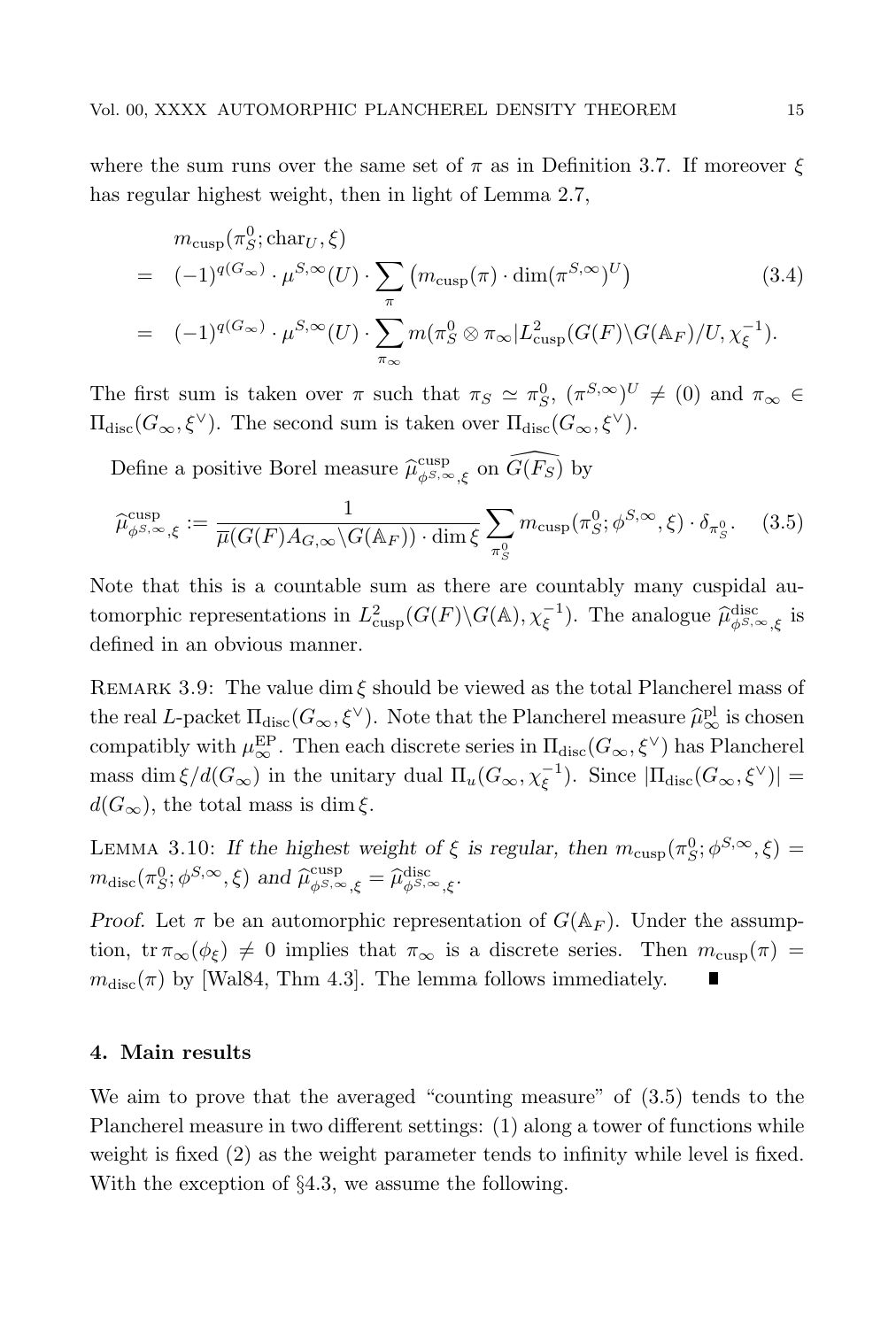where the sum runs over the same set of $\pi$ as in Definition 3.7. If moreover $\xi$ has regular highest weight, then in light of Lemma 2.7,

$$
\begin{aligned}
& m_{\mathrm{cusp}}(\pi_S^0; \mathrm{char}_U, \xi) \\
= \quad & (-1)^{q(G_\infty)} \cdot \mu^{S,\infty}(U) \cdot \sum_{\pi} \left( m_{\mathrm{cusp}}(\pi) \cdot \dim(\pi^{S,\infty})^U \right) \qquad (3.4) \\
= \quad & (-1)^{q(G_\infty)} \cdot \mu^{S,\infty}(U) \cdot \sum_{\pi_\infty} m(\pi_S^0 \otimes \pi_\infty | L^2_{\mathrm{cusp}}(G(F)\backslash G(\mathbb{A}_F)/U, \chi_\xi^{-1}).
\end{aligned}
$$

The first sum is taken over $\pi$ such that $\pi_S \simeq \pi_S^0$, $(\pi^{S,\infty})^U \neq (0)$ and $\pi_\infty \in \Pi_{\mathrm{disc}}(G_\infty, \xi^\vee)$. The second sum is taken over $\Pi_{\mathrm{disc}}(G_\infty, \xi^\vee)$.

Define a positive Borel measure $\widehat{\mu}^{\mathrm{cusp}}_{\phi^{S,\infty},\xi}$ on $\widehat{G(F_S)}$ by

$$
\widehat{\mu}^{\mathrm{cusp}}_{\phi^{S,\infty},\xi} := \frac{1}{\overline{\mu}(G(F)A_{G,\infty}\backslash G(\mathbb{A}_F)) \cdot \dim \xi} \sum_{\pi_S^0} m_{\mathrm{cusp}}(\pi_S^0; \phi^{S,\infty}, \xi) \cdot \delta_{\pi_S^0}. \qquad (3.5)
$$

Note that this is a countable sum as there are countably many cuspidal automorphic representations in $L^2_{\mathrm{cusp}}(G(F)\backslash G(\mathbb{A}), \chi_\xi^{-1})$. The analogue $\widehat{\mu}^{\mathrm{disc}}_{\phi^{S,\infty},\xi}$ is defined in an obvious manner.

Remark 3.9: The value $\dim \xi$ should be viewed as the total Plancherel mass of the real $L$-packet $\Pi_{\mathrm{disc}}(G_\infty, \xi^\vee)$. Note that the Plancherel measure $\widehat{\mu}^{\mathrm{pl}}_\infty$ is chosen compatibly with $\mu^{\mathrm{EP}}_\infty$. Then each discrete series in $\Pi_{\mathrm{disc}}(G_\infty, \xi^\vee)$ has Plancherel mass $\dim \xi / d(G_\infty)$ in the unitary dual $\Pi_u(G_\infty, \chi_\xi^{-1})$. Since $|\Pi_{\mathrm{disc}}(G_\infty, \xi^\vee)| = d(G_\infty)$, the total mass is $\dim \xi$.

Lemma 3.10: *If the highest weight of $\xi$ is regular, then $m_{\mathrm{cusp}}(\pi_S^0; \phi^{S,\infty}, \xi) = m_{\mathrm{disc}}(\pi_S^0; \phi^{S,\infty}, \xi)$ and $\widehat{\mu}^{\mathrm{cusp}}_{\phi^{S,\infty},\xi} = \widehat{\mu}^{\mathrm{disc}}_{\phi^{S,\infty},\xi}$.*

*Proof.* Let $\pi$ be an automorphic representation of $G(\mathbb{A}_F)$. Under the assumption, $\mathrm{tr}\, \pi_\infty(\phi_\xi) \neq 0$ implies that $\pi_\infty$ is a discrete series. Then $m_{\mathrm{cusp}}(\pi) = m_{\mathrm{disc}}(\pi)$ by [Wal84, Thm 4.3]. The lemma follows immediately. ∎

## 4. Main results

We aim to prove that the averaged "counting measure" of (3.5) tends to the Plancherel measure in two different settings: (1) along a tower of functions while weight is fixed (2) as the weight parameter tends to infinity while level is fixed. With the exception of §4.3, we assume the following.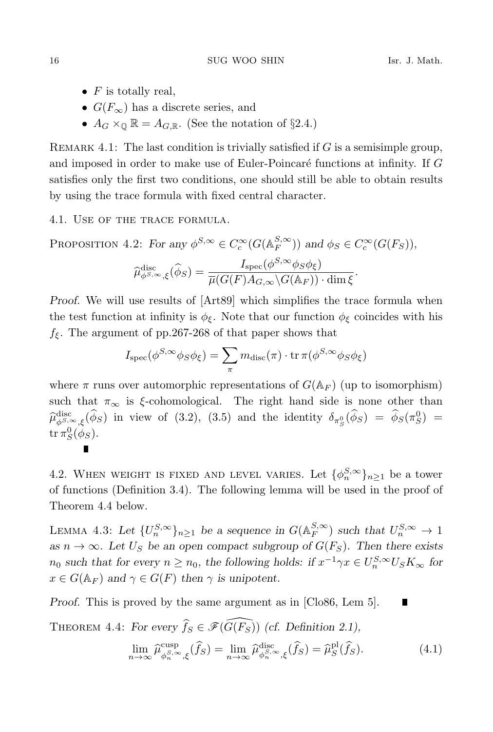- $F$ is totally real,
- $G(F_\infty)$ has a discrete series, and
- $A_G \times_{\mathbb{Q}} \mathbb{R} = A_{G,\mathbb{R}}$. (See the notation of §2.4.)

REMARK 4.1: The last condition is trivially satisfied if $G$ is a semisimple group, and imposed in order to make use of Euler-Poincaré functions at infinity. If $G$ satisfies only the first two conditions, one should still be able to obtain results by using the trace formula with fixed central character.

## 4.1. Use of the trace formula.

PROPOSITION 4.2: *For any $\phi^{S,\infty} \in C_c^\infty(G(\mathbb{A}_F^{S,\infty}))$ and $\phi_S \in C_c^\infty(G(F_S))$,*

$$\widehat{\mu}^{\mathrm{disc}}_{\phi^{S,\infty},\xi}(\widehat{\phi}_S) = \frac{I_{\mathrm{spec}}(\phi^{S,\infty}\phi_S\phi_\xi)}{\overline{\mu}(G(F)A_{G,\infty}\backslash G(\mathbb{A}_F)) \cdot \dim \xi}.$$

*Proof.* We will use results of [Art89] which simplifies the trace formula when the test function at infinity is $\phi_\xi$. Note that our function $\phi_\xi$ coincides with his $f_\xi$. The argument of pp.267-268 of that paper shows that

$$I_{\mathrm{spec}}(\phi^{S,\infty}\phi_S\phi_\xi) = \sum_\pi m_{\mathrm{disc}}(\pi) \cdot \operatorname{tr} \pi(\phi^{S,\infty}\phi_S\phi_\xi)$$

where $\pi$ runs over automorphic representations of $G(\mathbb{A}_F)$ (up to isomorphism) such that $\pi_\infty$ is $\xi$-cohomological. The right hand side is none other than $\widehat{\mu}^{\mathrm{disc}}_{\phi^{S,\infty},\xi}(\widehat{\phi}_S)$ in view of (3.2), (3.5) and the identity $\delta_{\pi_S^0}(\widehat{\phi}_S) = \widehat{\phi}_S(\pi_S^0) = \operatorname{tr} \pi_S^0(\phi_S)$. ∎

## 4.2. When weight is fixed and level varies.

Let $\{\phi_n^{S,\infty}\}_{n\geq 1}$ be a tower of functions (Definition 3.4). The following lemma will be used in the proof of Theorem 4.4 below.

LEMMA 4.3: *Let $\{U_n^{S,\infty}\}_{n\geq 1}$ be a sequence in $G(\mathbb{A}_F^{S,\infty})$ such that $U_n^{S,\infty} \to 1$ as $n \to \infty$. Let $U_S$ be an open compact subgroup of $G(F_S)$. Then there exists $n_0$ such that for every $n \geq n_0$, the following holds: if $x^{-1}\gamma x \in U_n^{S,\infty}U_S K_\infty$ for $x \in G(\mathbb{A}_F)$ and $\gamma \in G(F)$ then $\gamma$ is unipotent.*

*Proof.* This is proved by the same argument as in [Clo86, Lem 5]. ∎

THEOREM 4.4: *For every $\widehat{f}_S \in \mathscr{F}(\widehat{G(F_S)})$ (cf. Definition 2.1),*

$$\lim_{n\to\infty} \widehat{\mu}^{\mathrm{cusp}}_{\phi_n^{S,\infty},\xi}(\widehat{f}_S) = \lim_{n\to\infty} \widehat{\mu}^{\mathrm{disc}}_{\phi_n^{S,\infty},\xi}(\widehat{f}_S) = \widehat{\mu}^{\mathrm{pl}}_S(\widehat{f}_S). \tag{4.1}$$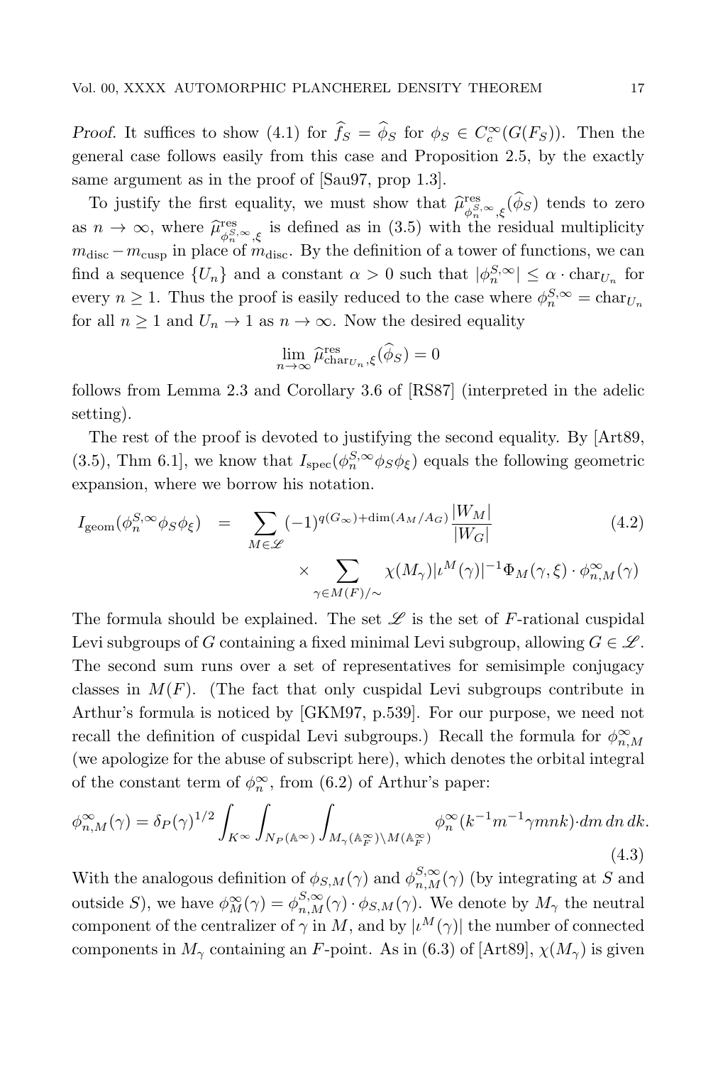*Proof.* It suffices to show (4.1) for $\widehat{f}_S = \widehat{\phi}_S$ for $\phi_S \in C_c^\infty(G(F_S))$. Then the general case follows easily from this case and Proposition 2.5, by the exactly same argument as in the proof of [Sau97, prop 1.3].

To justify the first equality, we must show that $\widehat{\mu}^{\mathrm{res}}_{\phi_n^{S,\infty},\xi}(\widehat{\phi}_S)$ tends to zero as $n \to \infty$, where $\widehat{\mu}^{\mathrm{res}}_{\phi_n^{S,\infty},\xi}$ is defined as in (3.5) with the residual multiplicity $m_{\mathrm{disc}} - m_{\mathrm{cusp}}$ in place of $m_{\mathrm{disc}}$. By the definition of a tower of functions, we can find a sequence $\{U_n\}$ and a constant $\alpha > 0$ such that $|\phi_n^{S,\infty}| \le \alpha \cdot \mathrm{char}_{U_n}$ for every $n \ge 1$. Thus the proof is easily reduced to the case where $\phi_n^{S,\infty} = \mathrm{char}_{U_n}$ for all $n \ge 1$ and $U_n \to 1$ as $n \to \infty$. Now the desired equality

$$\lim_{n\to\infty} \widehat{\mu}^{\mathrm{res}}_{\mathrm{char}_{U_n},\xi}(\widehat{\phi}_S) = 0$$

follows from Lemma 2.3 and Corollary 3.6 of [RS87] (interpreted in the adelic setting).

The rest of the proof is devoted to justifying the second equality. By [Art89, (3.5), Thm 6.1], we know that $I_{\mathrm{spec}}(\phi_n^{S,\infty}\phi_S\phi_\xi)$ equals the following geometric expansion, where we borrow his notation.

$$I_{\mathrm{geom}}(\phi_n^{S,\infty}\phi_S\phi_\xi) = \sum_{M\in\mathscr{L}} (-1)^{q(G_\infty)+\dim(A_M/A_G)} \frac{|W_M|}{|W_G|} \times \sum_{\gamma\in M(F)/\sim} \chi(M_\gamma)|\iota^M(\gamma)|^{-1}\Phi_M(\gamma,\xi)\cdot \phi^\infty_{n,M}(\gamma) \tag{4.2}$$

The formula should be explained. The set $\mathscr{L}$ is the set of $F$-rational cuspidal Levi subgroups of $G$ containing a fixed minimal Levi subgroup, allowing $G \in \mathscr{L}$. The second sum runs over a set of representatives for semisimple conjugacy classes in $M(F)$. (The fact that only cuspidal Levi subgroups contribute in Arthur's formula is noticed by [GKM97, p.539]. For our purpose, we need not recall the definition of cuspidal Levi subgroups.) Recall the formula for $\phi^\infty_{n,M}$ (we apologize for the abuse of subscript here), which denotes the orbital integral of the constant term of $\phi_n^\infty$, from (6.2) of Arthur's paper:

$$\phi^\infty_{n,M}(\gamma) = \delta_P(\gamma)^{1/2} \int_{K^\infty}\int_{N_P(\mathbb{A}^\infty)}\int_{M_\gamma(\mathbb{A}_F^\infty)\backslash M(\mathbb{A}_F^\infty)} \phi_n^\infty(k^{-1}m^{-1}\gamma m n k)\cdot dm\, dn\, dk. \tag{4.3}$$

With the analogous definition of $\phi_{S,M}(\gamma)$ and $\phi^{S,\infty}_{n,M}(\gamma)$ (by integrating at $S$ and outside $S$), we have $\phi^\infty_M(\gamma) = \phi^{S,\infty}_{n,M}(\gamma)\cdot\phi_{S,M}(\gamma)$. We denote by $M_\gamma$ the neutral component of the centralizer of $\gamma$ in $M$, and by $|\iota^M(\gamma)|$ the number of connected components in $M_\gamma$ containing an $F$-point. As in (6.3) of [Art89], $\chi(M_\gamma)$ is given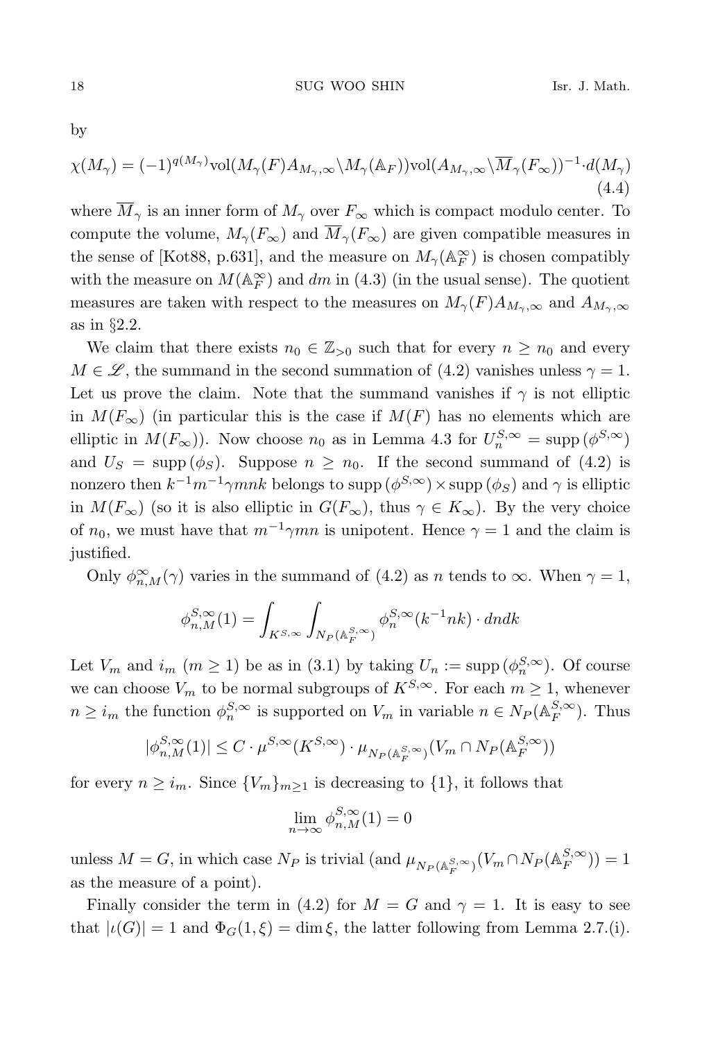by

$$\chi(M_\gamma) = (-1)^{q(M_\gamma)}\mathrm{vol}(M_\gamma(F)A_{M_\gamma,\infty}\backslash M_\gamma(\mathbb{A}_F))\mathrm{vol}(A_{M_\gamma,\infty}\backslash \overline{M}_\gamma(F_\infty))^{-1}\cdot d(M_\gamma) \tag{4.4}$$

where $\overline{M}_\gamma$ is an inner form of $M_\gamma$ over $F_\infty$ which is compact modulo center. To compute the volume, $M_\gamma(F_\infty)$ and $\overline{M}_\gamma(F_\infty)$ are given compatible measures in the sense of [Kot88, p.631], and the measure on $M_\gamma(\mathbb{A}_F^\infty)$ is chosen compatibly with the measure on $M(\mathbb{A}_F^\infty)$ and $dm$ in (4.3) (in the usual sense). The quotient measures are taken with respect to the measures on $M_\gamma(F)A_{M_\gamma,\infty}$ and $A_{M_\gamma,\infty}$ as in §2.2.

We claim that there exists $n_0 \in \mathbb{Z}_{>0}$ such that for every $n \geq n_0$ and every $M \in \mathscr{L}$, the summand in the second summation of (4.2) vanishes unless $\gamma = 1$. Let us prove the claim. Note that the summand vanishes if $\gamma$ is not elliptic in $M(F_\infty)$ (in particular this is the case if $M(F)$ has no elements which are elliptic in $M(F_\infty)$). Now choose $n_0$ as in Lemma 4.3 for $U_n^{S,\infty} = \mathrm{supp}\,(\phi^{S,\infty})$ and $U_S = \mathrm{supp}\,(\phi_S)$. Suppose $n \geq n_0$. If the second summand of (4.2) is nonzero then $k^{-1}m^{-1}\gamma mnk$ belongs to $\mathrm{supp}\,(\phi^{S,\infty}) \times \mathrm{supp}\,(\phi_S)$ and $\gamma$ is elliptic in $M(F_\infty)$ (so it is also elliptic in $G(F_\infty)$, thus $\gamma \in K_\infty$). By the very choice of $n_0$, we must have that $m^{-1}\gamma mn$ is unipotent. Hence $\gamma = 1$ and the claim is justified.

Only $\phi_{n,M}^\infty(\gamma)$ varies in the summand of (4.2) as $n$ tends to $\infty$. When $\gamma = 1$,

$$\phi_{n,M}^{S,\infty}(1) = \int_{K^{S,\infty}} \int_{N_P(\mathbb{A}_F^{S,\infty})} \phi_n^{S,\infty}(k^{-1}nk) \cdot dndk$$

Let $V_m$ and $i_m$ ($m \geq 1$) be as in (3.1) by taking $U_n := \mathrm{supp}\,(\phi_n^{S,\infty})$. Of course we can choose $V_m$ to be normal subgroups of $K^{S,\infty}$. For each $m \geq 1$, whenever $n \geq i_m$ the function $\phi_n^{S,\infty}$ is supported on $V_m$ in variable $n \in N_P(\mathbb{A}_F^{S,\infty})$. Thus

$$|\phi_{n,M}^{S,\infty}(1)| \leq C \cdot \mu^{S,\infty}(K^{S,\infty}) \cdot \mu_{N_P(\mathbb{A}_F^{S,\infty})}(V_m \cap N_P(\mathbb{A}_F^{S,\infty}))$$

for every $n \geq i_m$. Since $\{V_m\}_{m\geq 1}$ is decreasing to $\{1\}$, it follows that

$$\lim_{n\to\infty} \phi_{n,M}^{S,\infty}(1) = 0$$

unless $M = G$, in which case $N_P$ is trivial (and $\mu_{N_P(\mathbb{A}_F^{S,\infty})}(V_m \cap N_P(\mathbb{A}_F^{S,\infty})) = 1$ as the measure of a point).

Finally consider the term in (4.2) for $M = G$ and $\gamma = 1$. It is easy to see that $|\iota(G)| = 1$ and $\Phi_G(1, \xi) = \dim \xi$, the latter following from Lemma 2.7.(i).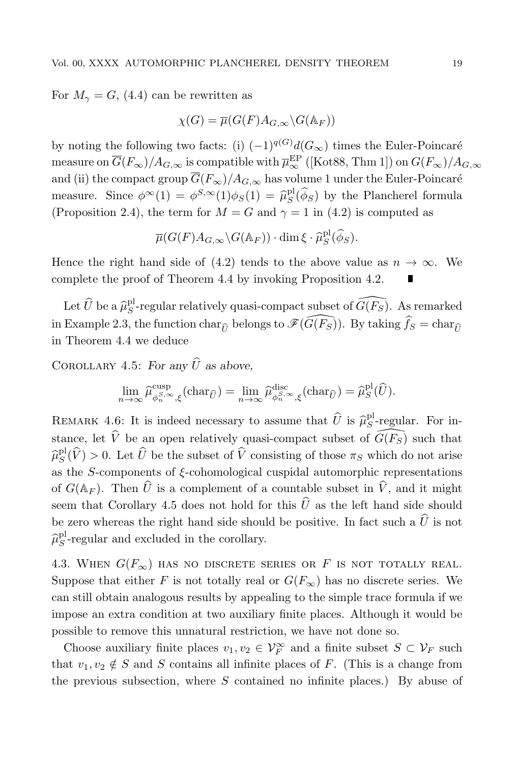For $M_\gamma = G$, (4.4) can be rewritten as

$$\chi(G) = \overline{\mu}(G(F)A_{G,\infty}\backslash G(\mathbb{A}_F))$$

by noting the following two facts: (i) $(-1)^{q(G)}d(G_\infty)$ times the Euler-Poincaré measure on $\overline{G}(F_\infty)/A_{G,\infty}$ is compatible with $\overline{\mu}^{\mathrm{EP}}_\infty$ ([Kot88, Thm 1]) on $G(F_\infty)/A_{G,\infty}$ and (ii) the compact group $\overline{G}(F_\infty)/A_{G,\infty}$ has volume 1 under the Euler-Poincaré measure. Since $\phi^\infty(1) = \phi^{S,\infty}(1)\phi_S(1) = \widehat{\mu}^{\mathrm{pl}}_S(\widehat{\phi}_S)$ by the Plancherel formula (Proposition 2.4), the term for $M = G$ and $\gamma = 1$ in (4.2) is computed as

$$\overline{\mu}(G(F)A_{G,\infty}\backslash G(\mathbb{A}_F)) \cdot \dim \xi \cdot \widehat{\mu}^{\mathrm{pl}}_S(\widehat{\phi}_S).$$

Hence the right hand side of (4.2) tends to the above value as $n \to \infty$. We complete the proof of Theorem 4.4 by invoking Proposition 4.2. ∎

Let $\widehat{U}$ be a $\widehat{\mu}^{\mathrm{pl}}_S$-regular relatively quasi-compact subset of $\widehat{G(F_S)}$. As remarked in Example 2.3, the function $\mathrm{char}_{\widehat{U}}$ belongs to $\mathscr{F}(\widehat{G(F_S)})$. By taking $\widehat{f}_S = \mathrm{char}_{\widehat{U}}$ in Theorem 4.4 we deduce

Corollary 4.5: *For any $\widehat{U}$ as above,*

$$\lim_{n\to\infty} \widehat{\mu}^{\mathrm{cusp}}_{\phi_n^{S,\infty},\xi}(\mathrm{char}_{\widehat{U}}) = \lim_{n\to\infty} \widehat{\mu}^{\mathrm{disc}}_{\phi_n^{S,\infty},\xi}(\mathrm{char}_{\widehat{U}}) = \widehat{\mu}^{\mathrm{pl}}_S(\widehat{U}).$$

Remark 4.6: It is indeed necessary to assume that $\widehat{U}$ is $\widehat{\mu}^{\mathrm{pl}}_S$-regular. For instance, let $\widehat{V}$ be an open relatively quasi-compact subset of $\widehat{G(F_S)}$ such that $\widehat{\mu}^{\mathrm{pl}}_S(\widehat{V}) > 0$. Let $\widehat{U}$ be the subset of $\widehat{V}$ consisting of those $\pi_S$ which do not arise as the $S$-components of $\xi$-cohomological cuspidal automorphic representations of $G(\mathbb{A}_F)$. Then $\widehat{U}$ is a complement of a countable subset in $\widehat{V}$, and it might seem that Corollary 4.5 does not hold for this $\widehat{U}$ as the left hand side should be zero whereas the right hand side should be positive. In fact such a $\widehat{U}$ is not $\widehat{\mu}^{\mathrm{pl}}_S$-regular and excluded in the corollary.

## 4.3. When $G(F_\infty)$ has no discrete series or $F$ is not totally real.

Suppose that either $F$ is not totally real or $G(F_\infty)$ has no discrete series. We can still obtain analogous results by appealing to the simple trace formula if we impose an extra condition at two auxiliary finite places. Although it would be possible to remove this unnatural restriction, we have not done so.

Choose auxiliary finite places $v_1, v_2 \in \mathcal{V}^\infty_F$ and a finite subset $S \subset \mathcal{V}_F$ such that $v_1, v_2 \notin S$ and $S$ contains all infinite places of $F$. (This is a change from the previous subsection, where $S$ contained no infinite places.) By abuse of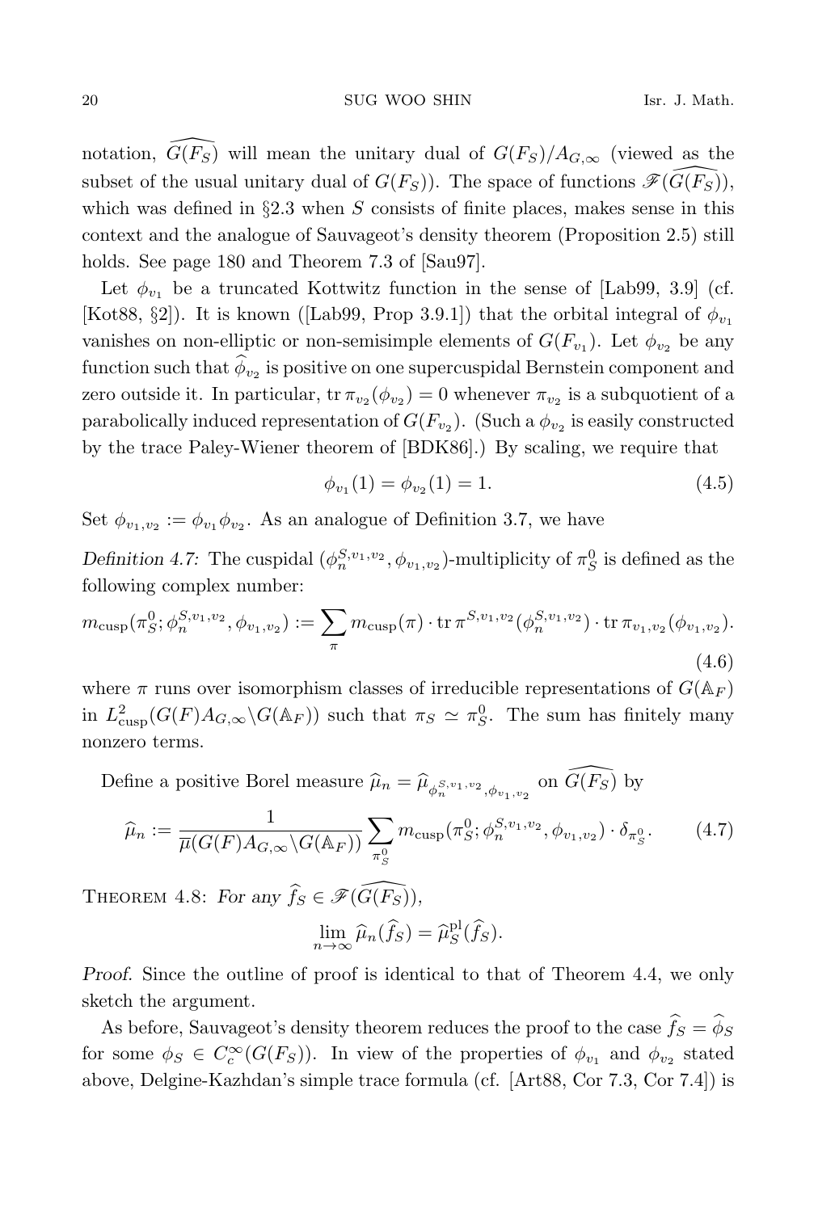notation, $\widehat{G(F_S)}$ will mean the unitary dual of $G(F_S)/A_{G,\infty}$ (viewed as the subset of the usual unitary dual of $G(F_S)$). The space of functions $\mathscr{F}(\widehat{G(F_S)})$, which was defined in §2.3 when $S$ consists of finite places, makes sense in this context and the analogue of Sauvageot's density theorem (Proposition 2.5) still holds. See page 180 and Theorem 7.3 of [Sau97].

Let $\phi_{v_1}$ be a truncated Kottwitz function in the sense of [Lab99, 3.9] (cf. [Kot88, §2]). It is known ([Lab99, Prop 3.9.1]) that the orbital integral of $\phi_{v_1}$ vanishes on non-elliptic or non-semisimple elements of $G(F_{v_1})$. Let $\phi_{v_2}$ be any function such that $\widehat{\phi}_{v_2}$ is positive on one supercuspidal Bernstein component and zero outside it. In particular, $\operatorname{tr}\pi_{v_2}(\phi_{v_2})=0$ whenever $\pi_{v_2}$ is a subquotient of a parabolically induced representation of $G(F_{v_2})$. (Such a $\phi_{v_2}$ is easily constructed by the trace Paley-Wiener theorem of [BDK86].) By scaling, we require that

$$\phi_{v_1}(1)=\phi_{v_2}(1)=1. \tag{4.5}$$

Set $\phi_{v_1,v_2}:=\phi_{v_1}\phi_{v_2}$. As an analogue of Definition 3.7, we have

*Definition 4.7:* The cuspidal $(\phi_n^{S,v_1,v_2},\phi_{v_1,v_2})$-multiplicity of $\pi_S^0$ is defined as the following complex number:

$$m_{\mathrm{cusp}}(\pi_S^0;\phi_n^{S,v_1,v_2},\phi_{v_1,v_2}):=\sum_{\pi} m_{\mathrm{cusp}}(\pi)\cdot \operatorname{tr}\pi^{S,v_1,v_2}(\phi_n^{S,v_1,v_2})\cdot \operatorname{tr}\pi_{v_1,v_2}(\phi_{v_1,v_2}). \tag{4.6}$$

where $\pi$ runs over isomorphism classes of irreducible representations of $G(\mathbb{A}_F)$ in $L^2_{\mathrm{cusp}}(G(F)A_{G,\infty}\backslash G(\mathbb{A}_F))$ such that $\pi_S\simeq\pi_S^0$. The sum has finitely many nonzero terms.

Define a positive Borel measure $\widehat{\mu}_n=\widehat{\mu}_{\phi_n^{S,v_1,v_2},\phi_{v_1,v_2}}$ on $\widehat{G(F_S)}$ by

$$\widehat{\mu}_n:=\frac{1}{\overline{\mu}(G(F)A_{G,\infty}\backslash G(\mathbb{A}_F))}\sum_{\pi_S^0} m_{\mathrm{cusp}}(\pi_S^0;\phi_n^{S,v_1,v_2},\phi_{v_1,v_2})\cdot\delta_{\pi_S^0}. \tag{4.7}$$

Theorem 4.8: *For any $\widehat{f}_S\in\mathscr{F}(\widehat{G(F_S)})$,*

$$\lim_{n\to\infty}\widehat{\mu}_n(\widehat{f}_S)=\widehat{\mu}_S^{\mathrm{pl}}(\widehat{f}_S).$$

*Proof.* Since the outline of proof is identical to that of Theorem 4.4, we only sketch the argument.

As before, Sauvageot's density theorem reduces the proof to the case $\widehat{f}_S=\widehat{\phi}_S$ for some $\phi_S\in C_c^\infty(G(F_S))$. In view of the properties of $\phi_{v_1}$ and $\phi_{v_2}$ stated above, Delgine-Kazhdan's simple trace formula (cf. [Art88, Cor 7.3, Cor 7.4]) is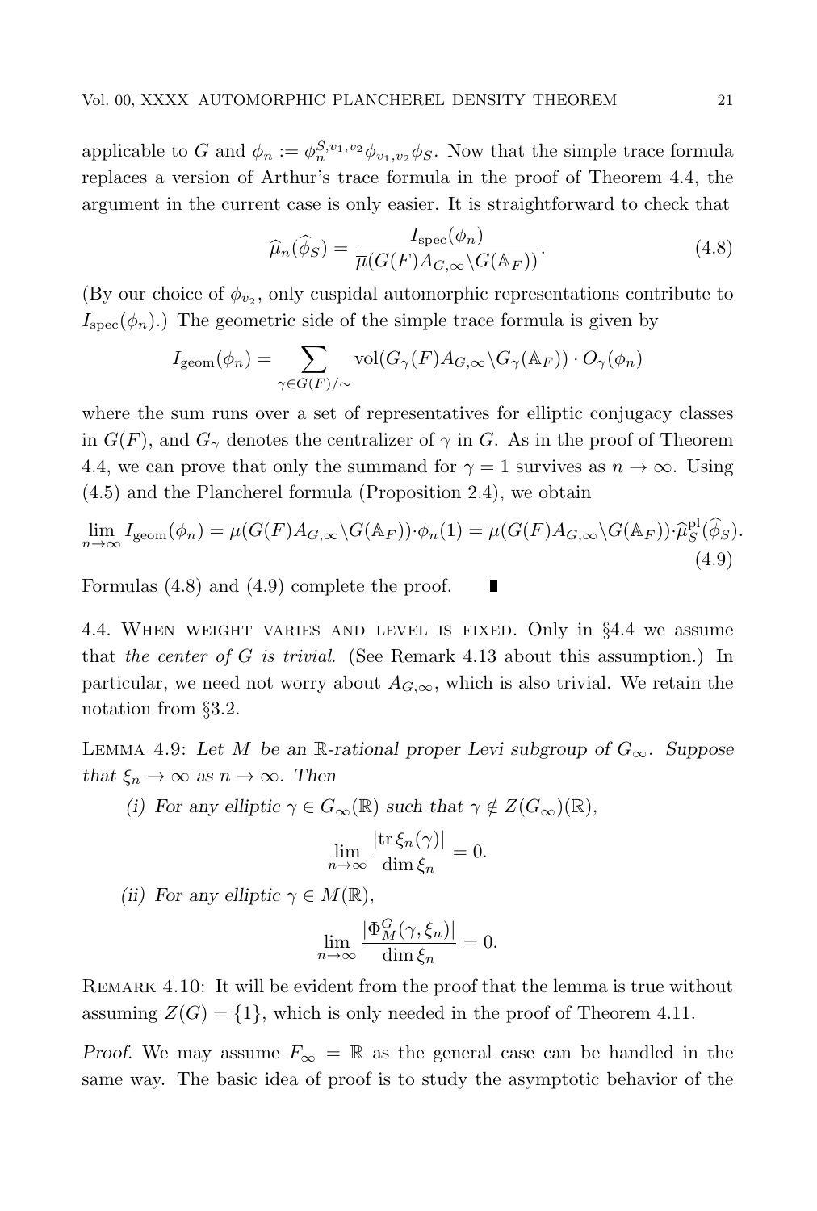applicable to $G$ and $\phi_n := \phi_n^{S,v_1,v_2}\phi_{v_1,v_2}\phi_S$. Now that the simple trace formula replaces a version of Arthur's trace formula in the proof of Theorem 4.4, the argument in the current case is only easier. It is straightforward to check that

$$\widehat{\mu}_n(\widehat{\phi}_S) = \frac{I_{\mathrm{spec}}(\phi_n)}{\overline{\mu}(G(F)A_{G,\infty}\backslash G(\mathbb{A}_F))}. \tag{4.8}$$

(By our choice of $\phi_{v_2}$, only cuspidal automorphic representations contribute to $I_{\mathrm{spec}}(\phi_n)$.) The geometric side of the simple trace formula is given by

$$I_{\mathrm{geom}}(\phi_n) = \sum_{\gamma \in G(F)/\sim} \mathrm{vol}(G_\gamma(F)A_{G,\infty}\backslash G_\gamma(\mathbb{A}_F)) \cdot O_\gamma(\phi_n)$$

where the sum runs over a set of representatives for elliptic conjugacy classes in $G(F)$, and $G_\gamma$ denotes the centralizer of $\gamma$ in $G$. As in the proof of Theorem 4.4, we can prove that only the summand for $\gamma = 1$ survives as $n \to \infty$. Using (4.5) and the Plancherel formula (Proposition 2.4), we obtain

$$\lim_{n\to\infty} I_{\mathrm{geom}}(\phi_n) = \overline{\mu}(G(F)A_{G,\infty}\backslash G(\mathbb{A}_F))\cdot\phi_n(1) = \overline{\mu}(G(F)A_{G,\infty}\backslash G(\mathbb{A}_F))\cdot\widehat{\mu}_S^{\mathrm{pl}}(\widehat{\phi}_S). \tag{4.9}$$

Formulas (4.8) and (4.9) complete the proof. ∎

4.4. When weight varies and level is fixed. Only in §4.4 we assume that *the center of $G$ is trivial*. (See Remark 4.13 about this assumption.) In particular, we need not worry about $A_{G,\infty}$, which is also trivial. We retain the notation from §3.2.

Lemma 4.9: *Let $M$ be an $\mathbb{R}$-rational proper Levi subgroup of $G_\infty$. Suppose that $\xi_n \to \infty$ as $n \to \infty$. Then*

*(i) For any elliptic $\gamma \in G_\infty(\mathbb{R})$ such that $\gamma \notin Z(G_\infty)(\mathbb{R})$,*

$$\lim_{n\to\infty} \frac{|\mathrm{tr}\, \xi_n(\gamma)|}{\dim \xi_n} = 0.$$

*(ii) For any elliptic $\gamma \in M(\mathbb{R})$,*

$$\lim_{n\to\infty} \frac{|\Phi_M^G(\gamma, \xi_n)|}{\dim \xi_n} = 0.$$

Remark 4.10: It will be evident from the proof that the lemma is true without assuming $Z(G) = \{1\}$, which is only needed in the proof of Theorem 4.11.

*Proof.* We may assume $F_\infty = \mathbb{R}$ as the general case can be handled in the same way. The basic idea of proof is to study the asymptotic behavior of the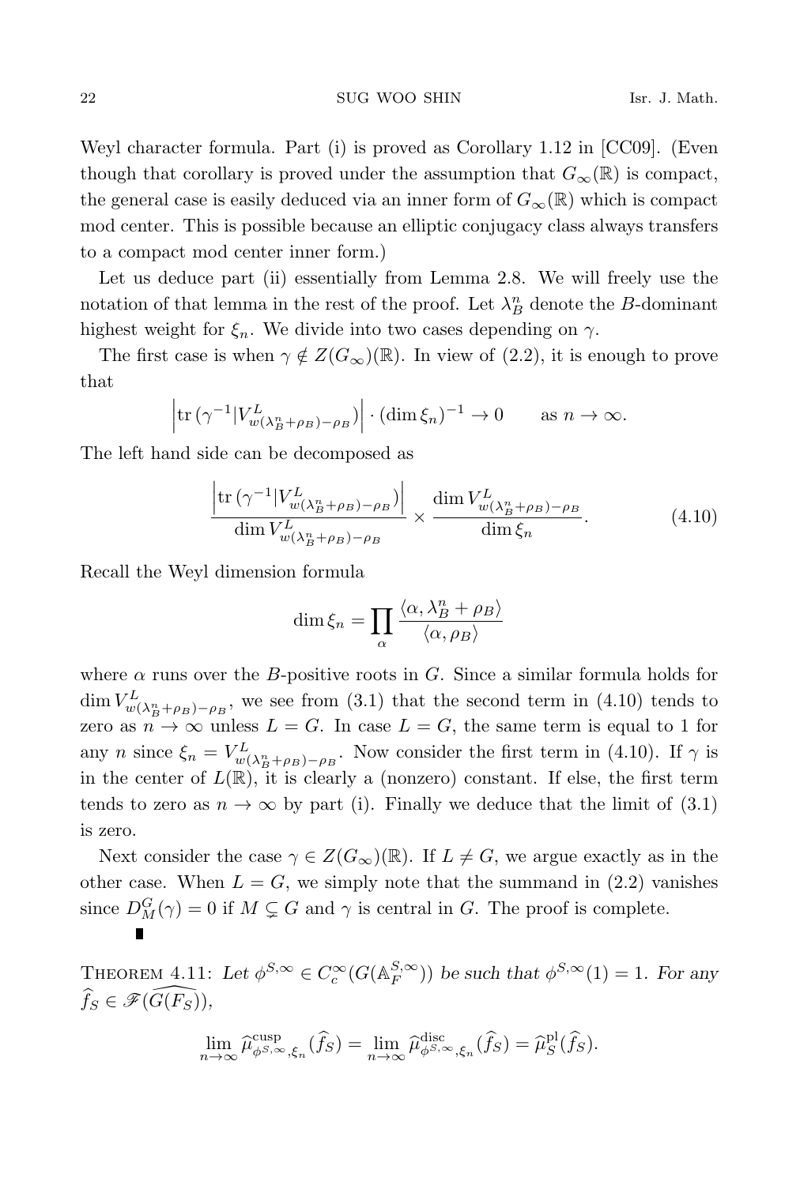Weyl character formula. Part (i) is proved as Corollary 1.12 in [CC09]. (Even though that corollary is proved under the assumption that $G_\infty(\mathbb{R})$ is compact, the general case is easily deduced via an inner form of $G_\infty(\mathbb{R})$ which is compact mod center. This is possible because an elliptic conjugacy class always transfers to a compact mod center inner form.)

Let us deduce part (ii) essentially from Lemma 2.8. We will freely use the notation of that lemma in the rest of the proof. Let $\lambda_B^n$ denote the $B$-dominant highest weight for $\xi_n$. We divide into two cases depending on $\gamma$.

The first case is when $\gamma \notin Z(G_\infty)(\mathbb{R})$. In view of (2.2), it is enough to prove that

$$\left|\mathrm{tr}\,(\gamma^{-1}|V^L_{w(\lambda^n_B+\rho_B)-\rho_B})\right| \cdot (\dim \xi_n)^{-1} \to 0 \qquad \text{as } n \to \infty.$$

The left hand side can be decomposed as

$$\frac{\left|\mathrm{tr}\,(\gamma^{-1}|V^L_{w(\lambda^n_B+\rho_B)-\rho_B})\right|}{\dim V^L_{w(\lambda^n_B+\rho_B)-\rho_B}} \times \frac{\dim V^L_{w(\lambda^n_B+\rho_B)-\rho_B}}{\dim \xi_n}. \tag{4.10}$$

Recall the Weyl dimension formula

$$\dim \xi_n = \prod_\alpha \frac{\langle \alpha, \lambda^n_B + \rho_B\rangle}{\langle \alpha, \rho_B\rangle}$$

where $\alpha$ runs over the $B$-positive roots in $G$. Since a similar formula holds for $\dim V^L_{w(\lambda^n_B+\rho_B)-\rho_B}$, we see from (3.1) that the second term in (4.10) tends to zero as $n \to \infty$ unless $L = G$. In case $L = G$, the same term is equal to 1 for any $n$ since $\xi_n = V^L_{w(\lambda^n_B+\rho_B)-\rho_B}$. Now consider the first term in (4.10). If $\gamma$ is in the center of $L(\mathbb{R})$, it is clearly a (nonzero) constant. If else, the first term tends to zero as $n \to \infty$ by part (i). Finally we deduce that the limit of (3.1) is zero.

Next consider the case $\gamma \in Z(G_\infty)(\mathbb{R})$. If $L \neq G$, we argue exactly as in the other case. When $L = G$, we simply note that the summand in (2.2) vanishes since $D^G_M(\gamma) = 0$ if $M \subsetneq G$ and $\gamma$ is central in $G$. The proof is complete. ∎

**Theorem 4.11:** *Let $\phi^{S,\infty} \in C^\infty_c(G(\mathbb{A}^{S,\infty}_F))$ be such that $\phi^{S,\infty}(1) = 1$. For any $\widehat{f}_S \in \mathscr{F}(\widehat{G(F_S)})$,*

$$\lim_{n\to\infty} \widehat{\mu}^{\mathrm{cusp}}_{\phi^{S,\infty},\xi_n}(\widehat{f}_S) = \lim_{n\to\infty} \widehat{\mu}^{\mathrm{disc}}_{\phi^{S,\infty},\xi_n}(\widehat{f}_S) = \widehat{\mu}^{\mathrm{pl}}_S(\widehat{f}_S).$$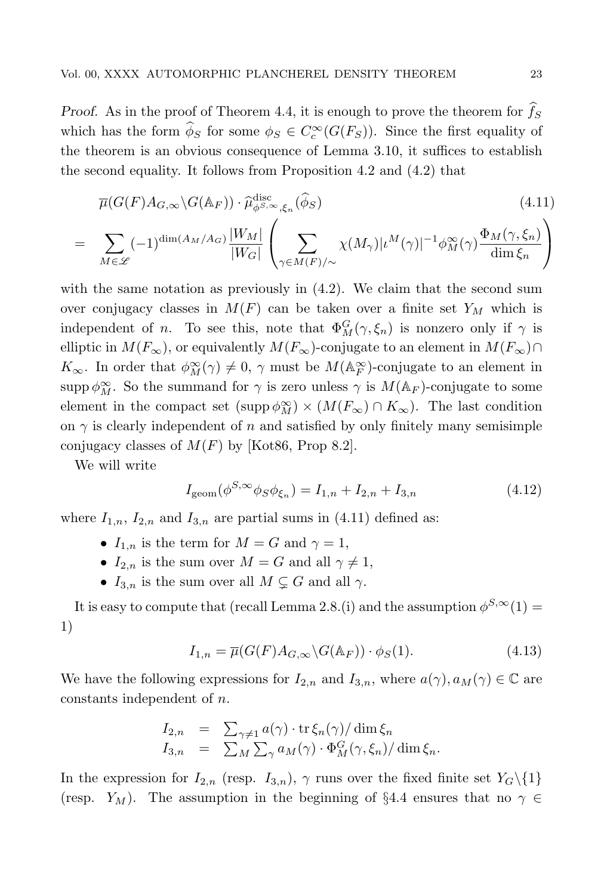*Proof.* As in the proof of Theorem 4.4, it is enough to prove the theorem for $\widehat{f}_S$ which has the form $\widehat{\phi}_S$ for some $\phi_S \in C_c^\infty(G(F_S))$. Since the first equality of the theorem is an obvious consequence of Lemma 3.10, it suffices to establish the second equality. It follows from Proposition 4.2 and (4.2) that

$$\begin{aligned} & \overline{\mu}(G(F)A_{G,\infty}\backslash G(\mathbb{A}_F)) \cdot \widehat{\mu}^{\mathrm{disc}}_{\phi^{S,\infty},\xi_n}(\widehat{\phi}_S) \qquad (4.11) \\ = & \sum_{M\in\mathscr{L}} (-1)^{\dim(A_M/A_G)} \frac{|W_M|}{|W_G|} \left( \sum_{\gamma\in M(F)/\sim} \chi(M_\gamma)|\iota^M(\gamma)|^{-1}\phi^\infty_M(\gamma)\frac{\Phi_M(\gamma,\xi_n)}{\dim \xi_n} \right) \end{aligned}$$

with the same notation as previously in (4.2). We claim that the second sum over conjugacy classes in $M(F)$ can be taken over a finite set $Y_M$ which is independent of $n$. To see this, note that $\Phi^G_M(\gamma,\xi_n)$ is nonzero only if $\gamma$ is elliptic in $M(F_\infty)$, or equivalently $M(F_\infty)$-conjugate to an element in $M(F_\infty)\cap K_\infty$. In order that $\phi^\infty_M(\gamma)\neq 0$, $\gamma$ must be $M(\mathbb{A}^\infty_F)$-conjugate to an element in $\mathrm{supp}\,\phi^\infty_M$. So the summand for $\gamma$ is zero unless $\gamma$ is $M(\mathbb{A}_F)$-conjugate to some element in the compact set $(\mathrm{supp}\,\phi^\infty_M)\times(M(F_\infty)\cap K_\infty)$. The last condition on $\gamma$ is clearly independent of $n$ and satisfied by only finitely many semisimple conjugacy classes of $M(F)$ by [Kot86, Prop 8.2].

We will write

$$I_{\mathrm{geom}}(\phi^{S,\infty}\phi_S\phi_{\xi_n}) = I_{1,n} + I_{2,n} + I_{3,n} \qquad (4.12)$$

where $I_{1,n}$, $I_{2,n}$ and $I_{3,n}$ are partial sums in (4.11) defined as:

- $I_{1,n}$ is the term for $M = G$ and $\gamma = 1$,
- $I_{2,n}$ is the sum over $M = G$ and all $\gamma \neq 1$,
- $I_{3,n}$ is the sum over all $M \subsetneq G$ and all $\gamma$.

It is easy to compute that (recall Lemma 2.8.(i) and the assumption $\phi^{S,\infty}(1) = 1$)

$$I_{1,n} = \overline{\mu}(G(F)A_{G,\infty}\backslash G(\mathbb{A}_F)) \cdot \phi_S(1). \qquad (4.13)$$

We have the following expressions for $I_{2,n}$ and $I_{3,n}$, where $a(\gamma), a_M(\gamma) \in \mathbb{C}$ are constants independent of $n$.

$$\begin{aligned} I_{2,n} &= \textstyle\sum_{\gamma\neq 1} a(\gamma)\cdot \mathrm{tr}\,\xi_n(\gamma)/\dim\xi_n \\ I_{3,n} &= \textstyle\sum_M \sum_\gamma a_M(\gamma)\cdot \Phi^G_M(\gamma,\xi_n)/\dim\xi_n. \end{aligned}$$

In the expression for $I_{2,n}$ (resp. $I_{3,n}$), $\gamma$ runs over the fixed finite set $Y_G\backslash\{1\}$ (resp. $Y_M$). The assumption in the beginning of §4.4 ensures that no $\gamma \in$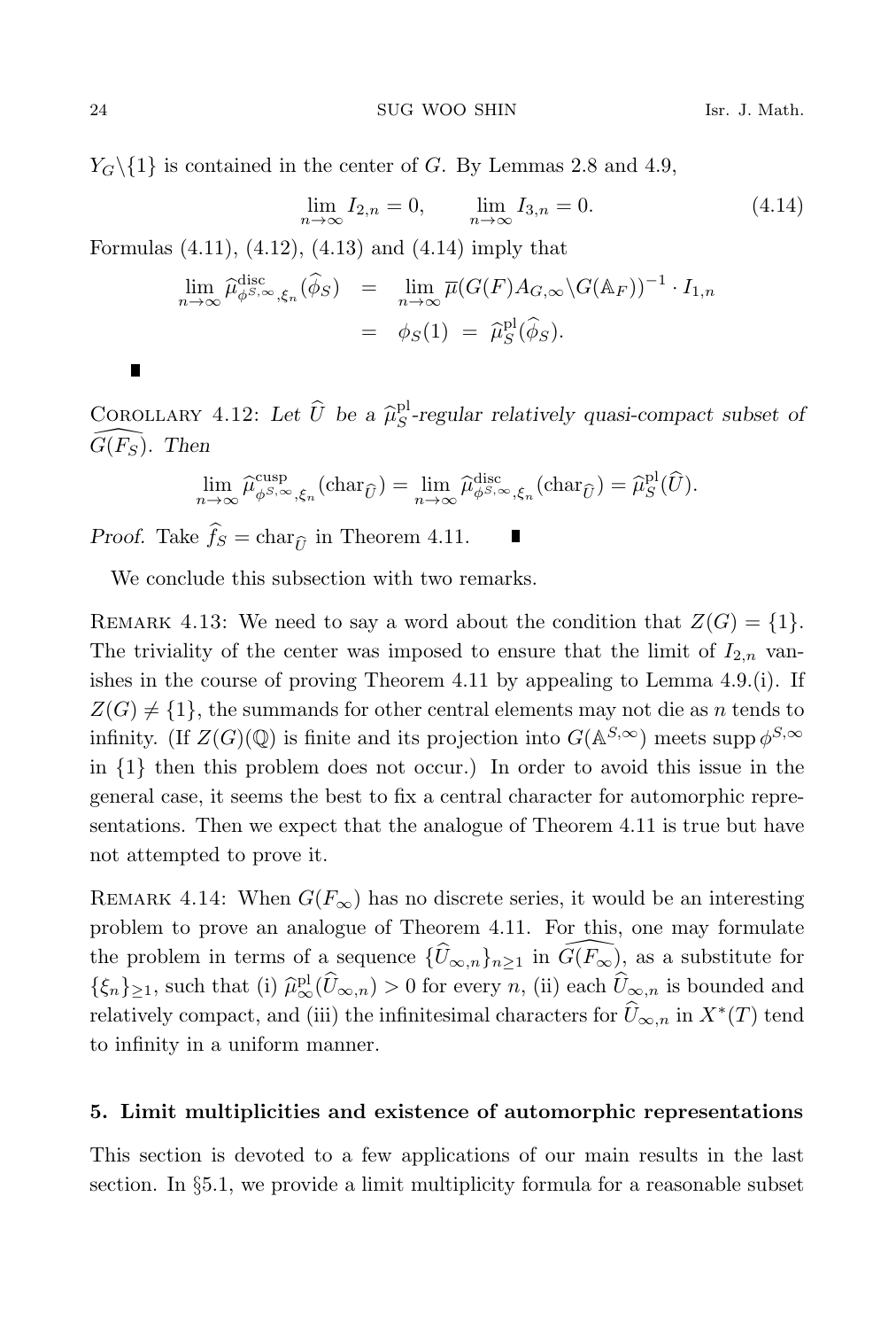$Y_G \backslash \{1\}$ is contained in the center of $G$. By Lemmas 2.8 and 4.9,

$$\lim_{n\to\infty} I_{2,n} = 0, \qquad \lim_{n\to\infty} I_{3,n} = 0. \tag{4.14}$$

Formulas (4.11), (4.12), (4.13) and (4.14) imply that

$$\begin{aligned}\lim_{n\to\infty} \widehat{\mu}^{\mathrm{disc}}_{\phi^{S,\infty},\xi_n}(\widehat{\phi}_S) &= \lim_{n\to\infty} \overline{\mu}(G(F)A_{G,\infty}\backslash G(\mathbb{A}_F))^{-1} \cdot I_{1,n} \\ &= \phi_S(1) \;=\; \widehat{\mu}^{\mathrm{pl}}_S(\widehat{\phi}_S).\end{aligned}$$

∎

Corollary 4.12: *Let $\widehat{U}$ be a $\widehat{\mu}^{\mathrm{pl}}_S$-regular relatively quasi-compact subset of $\widehat{G(F_S)}$. Then*

$$\lim_{n\to\infty} \widehat{\mu}^{\mathrm{cusp}}_{\phi^{S,\infty},\xi_n}(\mathrm{char}_{\widehat{U}}) = \lim_{n\to\infty} \widehat{\mu}^{\mathrm{disc}}_{\phi^{S,\infty},\xi_n}(\mathrm{char}_{\widehat{U}}) = \widehat{\mu}^{\mathrm{pl}}_S(\widehat{U}).$$

*Proof.* Take $\widehat{f}_S = \mathrm{char}_{\widehat{U}}$ in Theorem 4.11. ∎

We conclude this subsection with two remarks.

Remark 4.13: We need to say a word about the condition that $Z(G) = \{1\}$. The triviality of the center was imposed to ensure that the limit of $I_{2,n}$ vanishes in the course of proving Theorem 4.11 by appealing to Lemma 4.9.(i). If $Z(G) \neq \{1\}$, the summands for other central elements may not die as $n$ tends to infinity. (If $Z(G)(\mathbb{Q})$ is finite and its projection into $G(\mathbb{A}^{S,\infty})$ meets $\mathrm{supp}\,\phi^{S,\infty}$ in $\{1\}$ then this problem does not occur.) In order to avoid this issue in the general case, it seems the best to fix a central character for automorphic representations. Then we expect that the analogue of Theorem 4.11 is true but have not attempted to prove it.

Remark 4.14: When $G(F_\infty)$ has no discrete series, it would be an interesting problem to prove an analogue of Theorem 4.11. For this, one may formulate the problem in terms of a sequence $\{\widehat{U}_{\infty,n}\}_{n\geq 1}$ in $\widehat{G(F_\infty)}$, as a substitute for $\{\xi_n\}_{\geq 1}$, such that (i) $\widehat{\mu}^{\mathrm{pl}}_\infty(\widehat{U}_{\infty,n}) > 0$ for every $n$, (ii) each $\widehat{U}_{\infty,n}$ is bounded and relatively compact, and (iii) the infinitesimal characters for $\widehat{U}_{\infty,n}$ in $X^*(T)$ tend to infinity in a uniform manner.

## 5. Limit multiplicities and existence of automorphic representations

This section is devoted to a few applications of our main results in the last section. In §5.1, we provide a limit multiplicity formula for a reasonable subset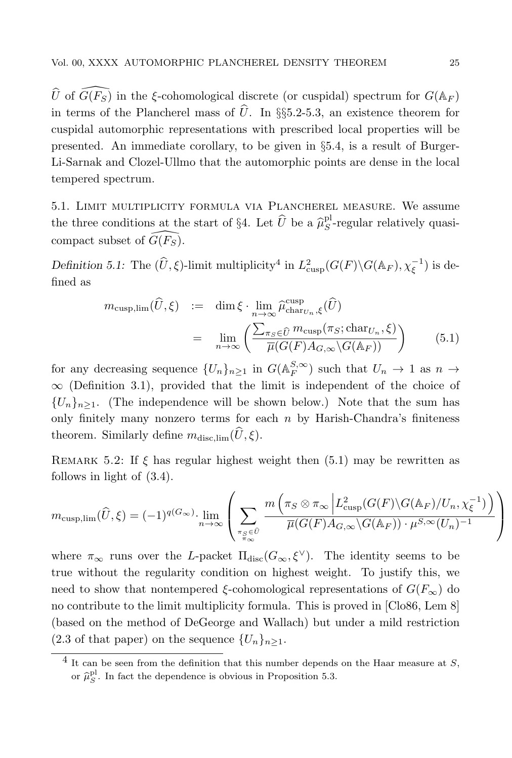$\widehat{U}$ of $\widehat{G(F_S)}$ in the $\xi$-cohomological discrete (or cuspidal) spectrum for $G(\mathbb{A}_F)$ in terms of the Plancherel mass of $\widehat{U}$. In §§5.2-5.3, an existence theorem for cuspidal automorphic representations with prescribed local properties will be presented. An immediate corollary, to be given in §5.4, is a result of Burger-Li-Sarnak and Clozel-Ullmo that the automorphic points are dense in the local tempered spectrum.

## 5.1. Limit multiplicity formula via Plancherel measure.

We assume the three conditions at the start of §4. Let $\widehat{U}$ be a $\widehat{\mu}^{\mathrm{pl}}_S$-regular relatively quasi-compact subset of $\widehat{G(F_S)}$.

*Definition 5.1:* The $(\widehat{U}, \xi)$-limit multiplicity[4] in $L^2_{\mathrm{cusp}}(G(F)\backslash G(\mathbb{A}_F), \chi_\xi^{-1})$ is defined as

$$
\begin{aligned}
m_{\mathrm{cusp,lim}}(\widehat{U}, \xi) &:= \dim \xi \cdot \lim_{n\to\infty} \widehat{\mu}^{\mathrm{cusp}}_{\mathrm{char}_{U_n}, \xi}(\widehat{U}) \\
&= \lim_{n\to\infty} \left( \frac{\sum_{\pi_S \in \widehat{U}} m_{\mathrm{cusp}}(\pi_S; \mathrm{char}_{U_n}, \xi)}{\overline{\mu}(G(F)A_{G,\infty}\backslash G(\mathbb{A}_F))} \right) \qquad (5.1)
\end{aligned}
$$

for any decreasing sequence $\{U_n\}_{n\geq 1}$ in $G(\mathbb{A}_F^{S,\infty})$ such that $U_n \to 1$ as $n \to \infty$ (Definition 3.1), provided that the limit is independent of the choice of $\{U_n\}_{n\geq 1}$. (The independence will be shown below.) Note that the sum has only finitely many nonzero terms for each $n$ by Harish-Chandra's finiteness theorem. Similarly define $m_{\mathrm{disc,lim}}(\widehat{U}, \xi)$.

Remark 5.2: If $\xi$ has regular highest weight then (5.1) may be rewritten as follows in light of (3.4).

$$
m_{\mathrm{cusp,lim}}(\widehat{U}, \xi) = (-1)^{q(G_\infty)} \cdot \lim_{n\to\infty} \left( \sum_{\substack{\pi_S \in \widehat{U} \\ \pi_\infty}} \frac{m\left(\pi_S \otimes \pi_\infty \,\middle|\, L^2_{\mathrm{cusp}}(G(F)\backslash G(\mathbb{A}_F)/U_n, \chi_\xi^{-1})\right)}{\overline{\mu}(G(F)A_{G,\infty}\backslash G(\mathbb{A}_F)) \cdot \mu^{S,\infty}(U_n)^{-1}} \right)
$$

where $\pi_\infty$ runs over the $L$-packet $\Pi_{\mathrm{disc}}(G_\infty, \xi^\vee)$. The identity seems to be true without the regularity condition on highest weight. To justify this, we need to show that nontempered $\xi$-cohomological representations of $G(F_\infty)$ do no contribute to the limit multiplicity formula. This is proved in [Clo86, Lem 8] (based on the method of DeGeorge and Wallach) but under a mild restriction (2.3 of that paper) on the sequence $\{U_n\}_{n\geq 1}$.

[4] It can be seen from the definition that this number depends on the Haar measure at $S$, or $\widehat{\mu}^{\mathrm{pl}}_S$. In fact the dependence is obvious in Proposition 5.3.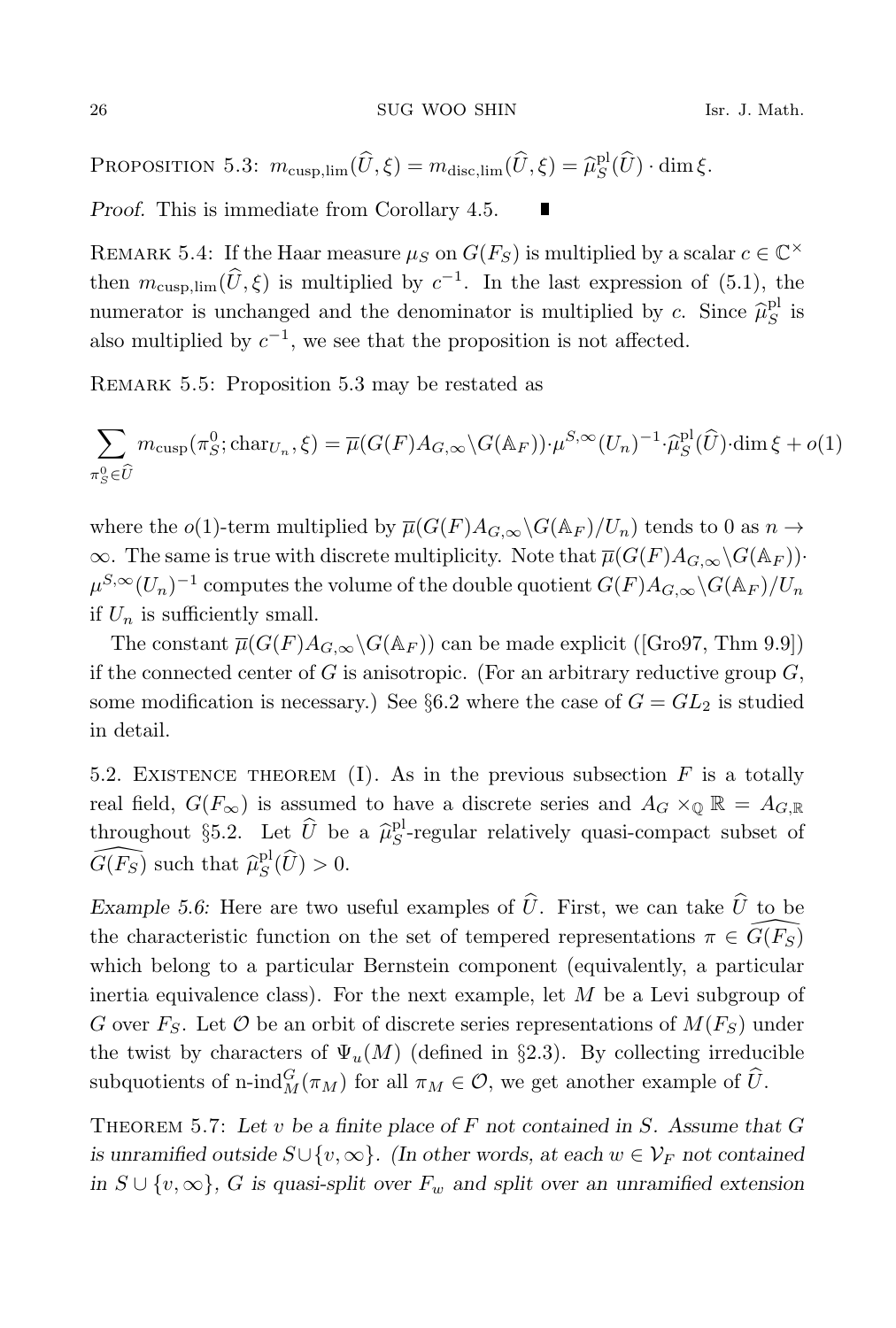**Proposition 5.3:** $m_{\text{cusp},\lim}(\widehat{U},\xi) = m_{\text{disc},\lim}(\widehat{U},\xi) = \widehat{\mu}^{\text{pl}}_S(\widehat{U}) \cdot \dim \xi$.

*Proof.* This is immediate from Corollary 4.5. ∎

**Remark 5.4:** If the Haar measure $\mu_S$ on $G(F_S)$ is multiplied by a scalar $c \in \mathbb{C}^\times$ then $m_{\text{cusp},\lim}(\widehat{U},\xi)$ is multiplied by $c^{-1}$. In the last expression of (5.1), the numerator is unchanged and the denominator is multiplied by $c$. Since $\widehat{\mu}^{\text{pl}}_S$ is also multiplied by $c^{-1}$, we see that the proposition is not affected.

**Remark 5.5:** Proposition 5.3 may be restated as

$$\sum_{\pi^0_S \in \widehat{U}} m_{\text{cusp}}(\pi^0_S; \text{char}_{U_n}, \xi) = \overline{\mu}(G(F)A_{G,\infty}\backslash G(\mathbb{A}_F)) \cdot \mu^{S,\infty}(U_n)^{-1} \cdot \widehat{\mu}^{\text{pl}}_S(\widehat{U}) \cdot \dim \xi + o(1)$$

where the $o(1)$-term multiplied by $\overline{\mu}(G(F)A_{G,\infty}\backslash G(\mathbb{A}_F)/U_n)$ tends to 0 as $n \to \infty$. The same is true with discrete multiplicity. Note that $\overline{\mu}(G(F)A_{G,\infty}\backslash G(\mathbb{A}_F)) \cdot \mu^{S,\infty}(U_n)^{-1}$ computes the volume of the double quotient $G(F)A_{G,\infty}\backslash G(\mathbb{A}_F)/U_n$ if $U_n$ is sufficiently small.

The constant $\overline{\mu}(G(F)A_{G,\infty}\backslash G(\mathbb{A}_F))$ can be made explicit ([Gro97, Thm 9.9]) if the connected center of $G$ is anisotropic. (For an arbitrary reductive group $G$, some modification is necessary.) See §6.2 where the case of $G = GL_2$ is studied in detail.

## 5.2. Existence theorem (I).

As in the previous subsection $F$ is a totally real field, $G(F_\infty)$ is assumed to have a discrete series and $A_G \times_{\mathbb{Q}} \mathbb{R} = A_{G,\mathbb{R}}$ throughout §5.2. Let $\widehat{U}$ be a $\widehat{\mu}^{\text{pl}}_S$-regular relatively quasi-compact subset of $\widehat{G(F_S)}$ such that $\widehat{\mu}^{\text{pl}}_S(\widehat{U}) > 0$.

*Example 5.6:* Here are two useful examples of $\widehat{U}$. First, we can take $\widehat{U}$ to be the characteristic function on the set of tempered representations $\pi \in \widehat{G(F_S)}$ which belong to a particular Bernstein component (equivalently, a particular inertia equivalence class). For the next example, let $M$ be a Levi subgroup of $G$ over $F_S$. Let $\mathcal{O}$ be an orbit of discrete series representations of $M(F_S)$ under the twist by characters of $\Psi_u(M)$ (defined in §2.3). By collecting irreducible subquotients of $\text{n-ind}^G_M(\pi_M)$ for all $\pi_M \in \mathcal{O}$, we get another example of $\widehat{U}$.

**Theorem 5.7:** *Let $v$ be a finite place of $F$ not contained in $S$. Assume that $G$ is unramified outside $S \cup \{v, \infty\}$. (In other words, at each $w \in \mathcal{V}_F$ not contained in $S \cup \{v, \infty\}$, $G$ is quasi-split over $F_w$ and split over an unramified extension*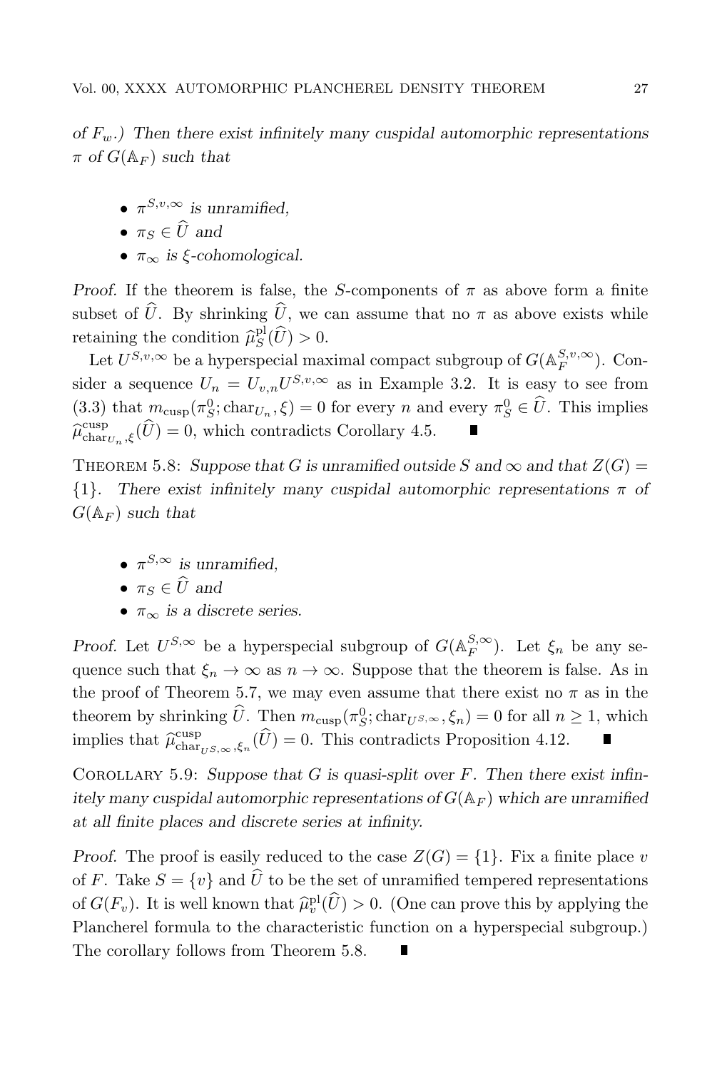*of $F_w$.) Then there exist infinitely many cuspidal automorphic representations $\pi$ of $G(\mathbb{A}_F)$ such that*

- *$\pi^{S,v,\infty}$ is unramified,*
- *$\pi_S \in \widehat{U}$ and*
- *$\pi_\infty$ is $\xi$-cohomological.*

*Proof.* If the theorem is false, the $S$-components of $\pi$ as above form a finite subset of $\widehat{U}$. By shrinking $\widehat{U}$, we can assume that no $\pi$ as above exists while retaining the condition $\widehat{\mu}^{\mathrm{pl}}_S(\widehat{U}) > 0$.

Let $U^{S,v,\infty}$ be a hyperspecial maximal compact subgroup of $G(\mathbb{A}_F^{S,v,\infty})$. Consider a sequence $U_n = U_{v,n}U^{S,v,\infty}$ as in Example 3.2. It is easy to see from (3.3) that $m_{\mathrm{cusp}}(\pi^0_S; \mathrm{char}_{U_n}, \xi) = 0$ for every $n$ and every $\pi^0_S \in \widehat{U}$. This implies $\widehat{\mu}^{\mathrm{cusp}}_{\mathrm{char}_{U_n},\xi}(\widehat{U}) = 0$, which contradicts Corollary 4.5. ∎

Theorem 5.8: *Suppose that $G$ is unramified outside $S$ and $\infty$ and that $Z(G) = \{1\}$. There exist infinitely many cuspidal automorphic representations $\pi$ of $G(\mathbb{A}_F)$ such that*

- *$\pi^{S,\infty}$ is unramified,*
- *$\pi_S \in \widehat{U}$ and*
- *$\pi_\infty$ is a discrete series.*

*Proof.* Let $U^{S,\infty}$ be a hyperspecial subgroup of $G(\mathbb{A}_F^{S,\infty})$. Let $\xi_n$ be any sequence such that $\xi_n \to \infty$ as $n \to \infty$. Suppose that the theorem is false. As in the proof of Theorem 5.7, we may even assume that there exist no $\pi$ as in the theorem by shrinking $\widehat{U}$. Then $m_{\mathrm{cusp}}(\pi^0_S; \mathrm{char}_{U^{S,\infty}}, \xi_n) = 0$ for all $n \geq 1$, which implies that $\widehat{\mu}^{\mathrm{cusp}}_{\mathrm{char}_{U^{S,\infty}},\xi_n}(\widehat{U}) = 0$. This contradicts Proposition 4.12. ∎

Corollary 5.9: *Suppose that $G$ is quasi-split over $F$. Then there exist infinitely many cuspidal automorphic representations of $G(\mathbb{A}_F)$ which are unramified at all finite places and discrete series at infinity.*

*Proof.* The proof is easily reduced to the case $Z(G) = \{1\}$. Fix a finite place $v$ of $F$. Take $S = \{v\}$ and $\widehat{U}$ to be the set of unramified tempered representations of $G(F_v)$. It is well known that $\widehat{\mu}^{\mathrm{pl}}_v(\widehat{U}) > 0$. (One can prove this by applying the Plancherel formula to the characteristic function on a hyperspecial subgroup.) The corollary follows from Theorem 5.8. ∎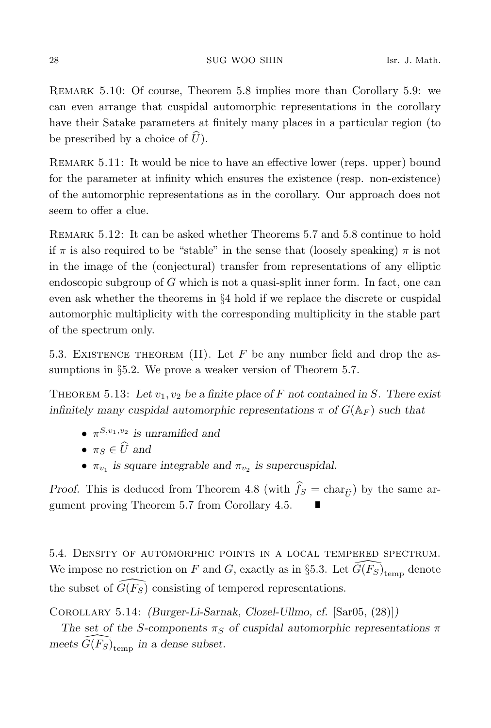Remark 5.10: Of course, Theorem 5.8 implies more than Corollary 5.9: we can even arrange that cuspidal automorphic representations in the corollary have their Satake parameters at finitely many places in a particular region (to be prescribed by a choice of $\widehat{U}$).

Remark 5.11: It would be nice to have an effective lower (reps. upper) bound for the parameter at infinity which ensures the existence (resp. non-existence) of the automorphic representations as in the corollary. Our approach does not seem to offer a clue.

Remark 5.12: It can be asked whether Theorems 5.7 and 5.8 continue to hold if $\pi$ is also required to be "stable" in the sense that (loosely speaking) $\pi$ is not in the image of the (conjectural) transfer from representations of any elliptic endoscopic subgroup of $G$ which is not a quasi-split inner form. In fact, one can even ask whether the theorems in §4 hold if we replace the discrete or cuspidal automorphic multiplicity with the corresponding multiplicity in the stable part of the spectrum only.

5.3. Existence theorem (II). Let $F$ be any number field and drop the assumptions in §5.2. We prove a weaker version of Theorem 5.7.

Theorem 5.13: *Let $v_1, v_2$ be a finite place of $F$ not contained in $S$. There exist infinitely many cuspidal automorphic representations $\pi$ of $G(\mathbb{A}_F)$ such that*

- *$\pi^{S,v_1,v_2}$ is unramified and*
- *$\pi_S \in \widehat{U}$ and*
- *$\pi_{v_1}$ is square integrable and $\pi_{v_2}$ is supercuspidal.*

*Proof.* This is deduced from Theorem 4.8 (with $\widehat{f}_S = \mathrm{char}_{\widehat{U}}$) by the same argument proving Theorem 5.7 from Corollary 4.5. ∎

5.4. Density of automorphic points in a local tempered spectrum. We impose no restriction on $F$ and $G$, exactly as in §5.3. Let $\widehat{G(F_S)}_{\mathrm{temp}}$ denote the subset of $\widehat{G(F_S)}$ consisting of tempered representations.

Corollary 5.14: *(Burger-Li-Sarnak, Clozel-Ullmo, cf. [Sar05, (28)])*
*The set of the $S$-components $\pi_S$ of cuspidal automorphic representations $\pi$ meets $\widehat{G(F_S)}_{\mathrm{temp}}$ in a dense subset.*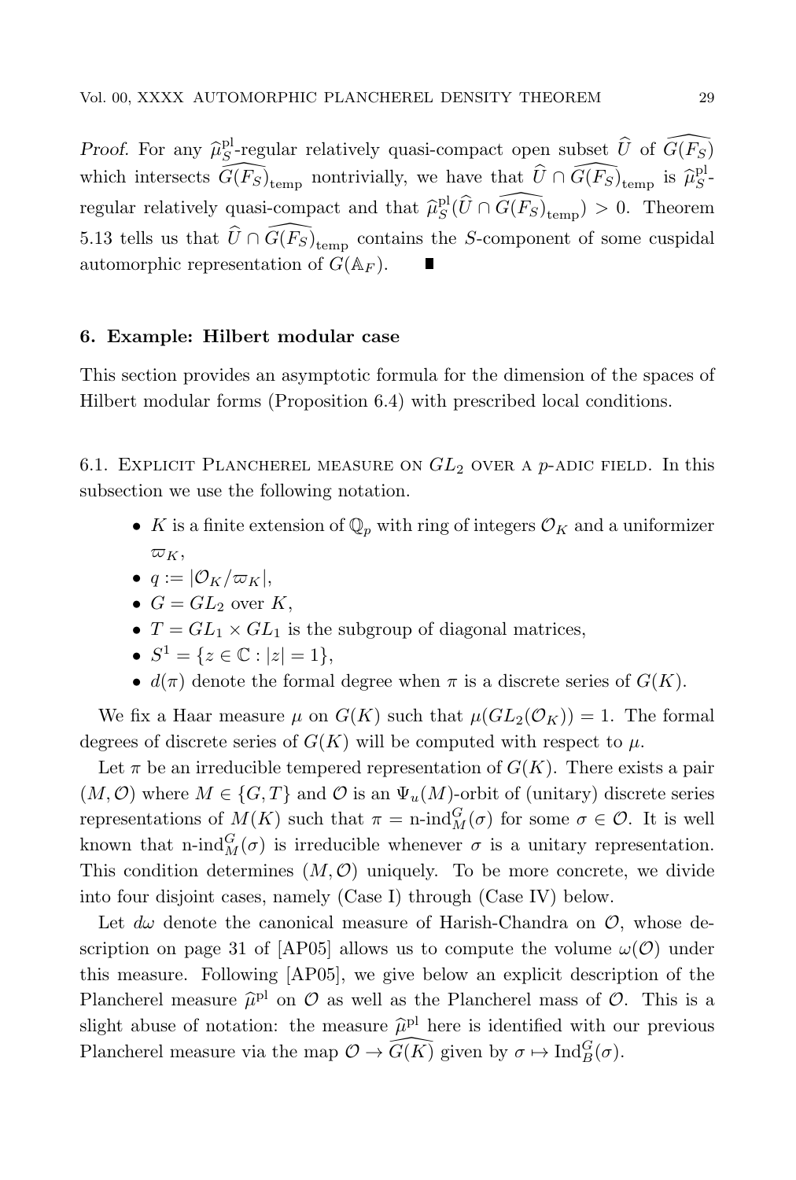*Proof.* For any $\widehat{\mu}_S^{\mathrm{pl}}$-regular relatively quasi-compact open subset $\widehat{U}$ of $\widehat{G(F_S)}$ which intersects $\widehat{G(F_S)}_{\mathrm{temp}}$ nontrivially, we have that $\widehat{U} \cap \widehat{G(F_S)}_{\mathrm{temp}}$ is $\widehat{\mu}_S^{\mathrm{pl}}$-regular relatively quasi-compact and that $\widehat{\mu}_S^{\mathrm{pl}}(\widehat{U} \cap \widehat{G(F_S)}_{\mathrm{temp}}) > 0$. Theorem 5.13 tells us that $\widehat{U} \cap \widehat{G(F_S)}_{\mathrm{temp}}$ contains the $S$-component of some cuspidal automorphic representation of $G(\mathbb{A}_F)$. ∎

## 6. Example: Hilbert modular case

This section provides an asymptotic formula for the dimension of the spaces of Hilbert modular forms (Proposition 6.4) with prescribed local conditions.

### 6.1. Explicit Plancherel measure on $GL_2$ over a $p$-adic field.

In this subsection we use the following notation.

- $K$ is a finite extension of $\mathbb{Q}_p$ with ring of integers $\mathcal{O}_K$ and a uniformizer $\varpi_K$,
- $q := |\mathcal{O}_K/\varpi_K|$,
- $G = GL_2$ over $K$,
- $T = GL_1 \times GL_1$ is the subgroup of diagonal matrices,
- $S^1 = \{z \in \mathbb{C} : |z| = 1\}$,
- $d(\pi)$ denote the formal degree when $\pi$ is a discrete series of $G(K)$.

We fix a Haar measure $\mu$ on $G(K)$ such that $\mu(GL_2(\mathcal{O}_K)) = 1$. The formal degrees of discrete series of $G(K)$ will be computed with respect to $\mu$.

Let $\pi$ be an irreducible tempered representation of $G(K)$. There exists a pair $(M, \mathcal{O})$ where $M \in \{G, T\}$ and $\mathcal{O}$ is an $\Psi_u(M)$-orbit of (unitary) discrete series representations of $M(K)$ such that $\pi = \text{n-ind}_M^G(\sigma)$ for some $\sigma \in \mathcal{O}$. It is well known that $\text{n-ind}_M^G(\sigma)$ is irreducible whenever $\sigma$ is a unitary representation. This condition determines $(M, \mathcal{O})$ uniquely. To be more concrete, we divide into four disjoint cases, namely (Case I) through (Case IV) below.

Let $d\omega$ denote the canonical measure of Harish-Chandra on $\mathcal{O}$, whose description on page 31 of [AP05] allows us to compute the volume $\omega(\mathcal{O})$ under this measure. Following [AP05], we give below an explicit description of the Plancherel measure $\widehat{\mu}^{\mathrm{pl}}$ on $\mathcal{O}$ as well as the Plancherel mass of $\mathcal{O}$. This is a slight abuse of notation: the measure $\widehat{\mu}^{\mathrm{pl}}$ here is identified with our previous Plancherel measure via the map $\mathcal{O} \to \widehat{G(K)}$ given by $\sigma \mapsto \mathrm{Ind}_B^G(\sigma)$.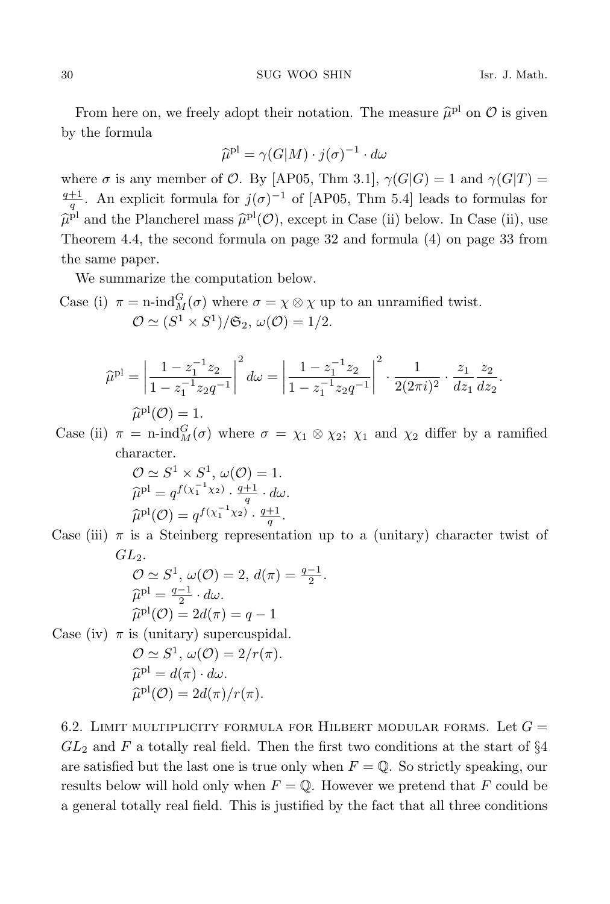From here on, we freely adopt their notation. The measure $\widehat{\mu}^{\text{pl}}$ on $\mathcal{O}$ is given by the formula

$$\widehat{\mu}^{\text{pl}} = \gamma(G|M) \cdot j(\sigma)^{-1} \cdot d\omega$$

where $\sigma$ is any member of $\mathcal{O}$. By [AP05, Thm 3.1], $\gamma(G|G) = 1$ and $\gamma(G|T) = \frac{q+1}{q}$. An explicit formula for $j(\sigma)^{-1}$ of [AP05, Thm 5.4] leads to formulas for $\widehat{\mu}^{\text{pl}}$ and the Plancherel mass $\widehat{\mu}^{\text{pl}}(\mathcal{O})$, except in Case (ii) below. In Case (ii), use Theorem 4.4, the second formula on page 32 and formula (4) on page 33 from the same paper.

We summarize the computation below.

Case (i) $\pi = \text{n-ind}_M^G(\sigma)$ where $\sigma = \chi \otimes \chi$ up to an unramified twist.
$\mathcal{O} \simeq (S^1 \times S^1)/\mathfrak{S}_2$, $\omega(\mathcal{O}) = 1/2$.

$$\widehat{\mu}^{\text{pl}} = \left| \frac{1 - z_1^{-1} z_2}{1 - z_1^{-1} z_2 q^{-1}} \right|^2 d\omega = \left| \frac{1 - z_1^{-1} z_2}{1 - z_1^{-1} z_2 q^{-1}} \right|^2 \cdot \frac{1}{2(2\pi i)^2} \cdot \frac{z_1}{dz_1} \frac{z_2}{dz_2}.$$

$\widehat{\mu}^{\text{pl}}(\mathcal{O}) = 1$.

Case (ii) $\pi = \text{n-ind}_M^G(\sigma)$ where $\sigma = \chi_1 \otimes \chi_2$; $\chi_1$ and $\chi_2$ differ by a ramified character.
$\mathcal{O} \simeq S^1 \times S^1$, $\omega(\mathcal{O}) = 1$.
$\widehat{\mu}^{\text{pl}} = q^{f(\chi_1^{-1}\chi_2)} \cdot \frac{q+1}{q} \cdot d\omega$.
$\widehat{\mu}^{\text{pl}}(\mathcal{O}) = q^{f(\chi_1^{-1}\chi_2)} \cdot \frac{q+1}{q}$.

Case (iii) $\pi$ is a Steinberg representation up to a (unitary) character twist of $GL_2$.
$\mathcal{O} \simeq S^1$, $\omega(\mathcal{O}) = 2$, $d(\pi) = \frac{q-1}{2}$.
$\widehat{\mu}^{\text{pl}} = \frac{q-1}{2} \cdot d\omega$.
$\widehat{\mu}^{\text{pl}}(\mathcal{O}) = 2d(\pi) = q - 1$

Case (iv) $\pi$ is (unitary) supercuspidal.
$\mathcal{O} \simeq S^1$, $\omega(\mathcal{O}) = 2/r(\pi)$.
$\widehat{\mu}^{\text{pl}} = d(\pi) \cdot d\omega$.
$\widehat{\mu}^{\text{pl}}(\mathcal{O}) = 2d(\pi)/r(\pi)$.

6.2. Limit multiplicity formula for Hilbert modular forms. Let $G = GL_2$ and $F$ a totally real field. Then the first two conditions at the start of §4 are satisfied but the last one is true only when $F = \mathbb{Q}$. So strictly speaking, our results below will hold only when $F = \mathbb{Q}$. However we pretend that $F$ could be a general totally real field. This is justified by the fact that all three conditions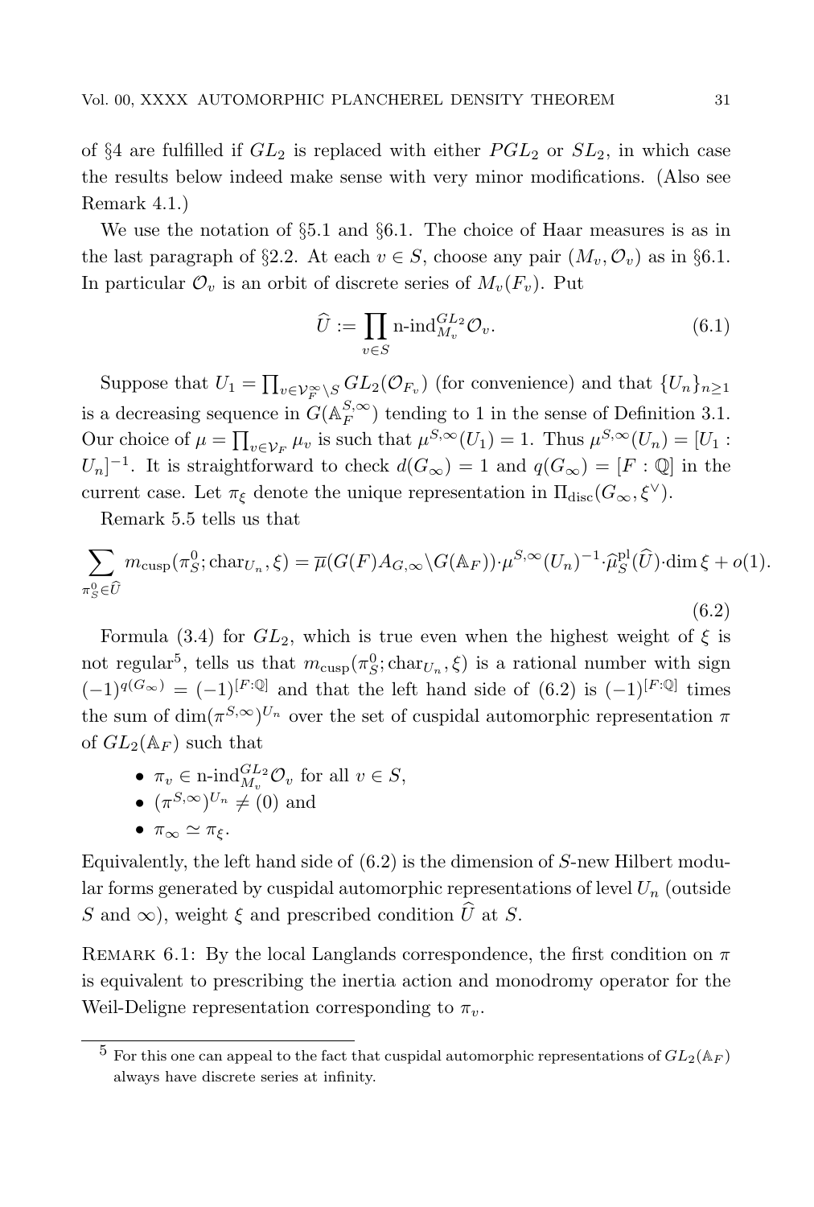of §4 are fulfilled if $GL_2$ is replaced with either $PGL_2$ or $SL_2$, in which case the results below indeed make sense with very minor modifications. (Also see Remark 4.1.)

We use the notation of §5.1 and §6.1. The choice of Haar measures is as in the last paragraph of §2.2. At each $v \in S$, choose any pair $(M_v, \mathcal{O}_v)$ as in §6.1. In particular $\mathcal{O}_v$ is an orbit of discrete series of $M_v(F_v)$. Put

$$\widehat{U} := \prod_{v\in S} \text{n-ind}_{M_v}^{GL_2} \mathcal{O}_v. \tag{6.1}$$

Suppose that $U_1 = \prod_{v\in \mathcal{V}_F^\infty \backslash S} GL_2(\mathcal{O}_{F_v})$ (for convenience) and that $\{U_n\}_{n\geq 1}$ is a decreasing sequence in $G(\mathbb{A}_F^{S,\infty})$ tending to 1 in the sense of Definition 3.1. Our choice of $\mu = \prod_{v\in\mathcal{V}_F} \mu_v$ is such that $\mu^{S,\infty}(U_1) = 1$. Thus $\mu^{S,\infty}(U_n) = [U_1 : U_n]^{-1}$. It is straightforward to check $d(G_\infty) = 1$ and $q(G_\infty) = [F : \mathbb{Q}]$ in the current case. Let $\pi_\xi$ denote the unique representation in $\Pi_{\text{disc}}(G_\infty, \xi^\vee)$.

Remark 5.5 tells us that

$$\sum_{\pi_S^0\in\widehat{U}} m_{\text{cusp}}(\pi_S^0; \text{char}_{U_n}, \xi) = \overline{\mu}(G(F)A_{G,\infty}\backslash G(\mathbb{A}_F))\cdot \mu^{S,\infty}(U_n)^{-1}\cdot \widehat{\mu}_S^{\text{pl}}(\widehat{U})\cdot \dim \xi + o(1). \tag{6.2}$$

Formula (3.4) for $GL_2$, which is true even when the highest weight of $\xi$ is not regular[5], tells us that $m_{\text{cusp}}(\pi_S^0; \text{char}_{U_n}, \xi)$ is a rational number with sign $(-1)^{q(G_\infty)} = (-1)^{[F:\mathbb{Q}]}$ and that the left hand side of (6.2) is $(-1)^{[F:\mathbb{Q}]}$ times the sum of $\dim(\pi^{S,\infty})^{U_n}$ over the set of cuspidal automorphic representation $\pi$ of $GL_2(\mathbb{A}_F)$ such that

- $\pi_v \in \text{n-ind}_{M_v}^{GL_2}\mathcal{O}_v$ for all $v \in S$,
- $(\pi^{S,\infty})^{U_n} \neq (0)$ and
- $\pi_\infty \simeq \pi_\xi$.

Equivalently, the left hand side of (6.2) is the dimension of $S$-new Hilbert modular forms generated by cuspidal automorphic representations of level $U_n$ (outside $S$ and $\infty$), weight $\xi$ and prescribed condition $\widehat{U}$ at $S$.

Remark 6.1: By the local Langlands correspondence, the first condition on $\pi$ is equivalent to prescribing the inertia action and monodromy operator for the Weil-Deligne representation corresponding to $\pi_v$.

[5] For this one can appeal to the fact that cuspidal automorphic representations of $GL_2(\mathbb{A}_F)$ always have discrete series at infinity.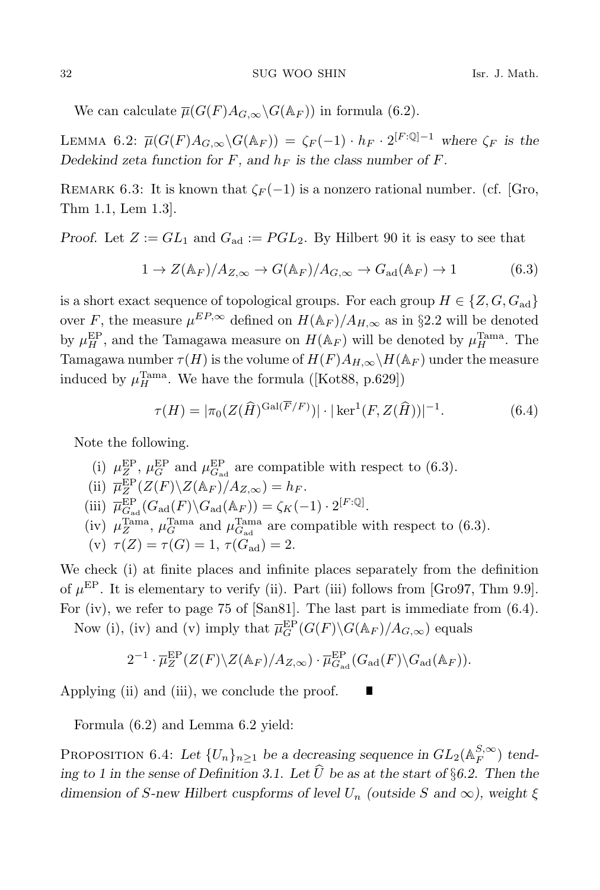We can calculate $\overline{\mu}(G(F)A_{G,\infty}\backslash G(\mathbb{A}_F))$ in formula (6.2).

**Lemma 6.2:** *$\overline{\mu}(G(F)A_{G,\infty}\backslash G(\mathbb{A}_F)) = \zeta_F(-1) \cdot h_F \cdot 2^{[F:\mathbb{Q}]-1}$ where $\zeta_F$ is the Dedekind zeta function for $F$, and $h_F$ is the class number of $F$.*

**Remark 6.3:** It is known that $\zeta_F(-1)$ is a nonzero rational number. (cf. [Gro, Thm 1.1, Lem 1.3].

*Proof.* Let $Z := GL_1$ and $G_{\mathrm{ad}} := PGL_2$. By Hilbert 90 it is easy to see that

$$1 \to Z(\mathbb{A}_F)/A_{Z,\infty} \to G(\mathbb{A}_F)/A_{G,\infty} \to G_{\mathrm{ad}}(\mathbb{A}_F) \to 1 \tag{6.3}$$

is a short exact sequence of topological groups. For each group $H \in \{Z, G, G_{\mathrm{ad}}\}$ over $F$, the measure $\mu^{EP,\infty}$ defined on $H(\mathbb{A}_F)/A_{H,\infty}$ as in §2.2 will be denoted by $\mu^{\mathrm{EP}}_H$, and the Tamagawa measure on $H(\mathbb{A}_F)$ will be denoted by $\mu^{\mathrm{Tama}}_H$. The Tamagawa number $\tau(H)$ is the volume of $H(F)A_{H,\infty}\backslash H(\mathbb{A}_F)$ under the measure induced by $\mu^{\mathrm{Tama}}_H$. We have the formula ([Kot88, p.629])

$$\tau(H) = |\pi_0(Z(\widehat{H})^{\mathrm{Gal}(\overline{F}/F)})| \cdot |\ker^1(F, Z(\widehat{H}))|^{-1}. \tag{6.4}$$

Note the following.

(i) $\mu^{\mathrm{EP}}_Z$, $\mu^{\mathrm{EP}}_G$ and $\mu^{\mathrm{EP}}_{G_{\mathrm{ad}}}$ are compatible with respect to (6.3).
(ii) $\overline{\mu}^{\mathrm{EP}}_Z(Z(F)\backslash Z(\mathbb{A}_F)/A_{Z,\infty}) = h_F$.
(iii) $\overline{\mu}^{\mathrm{EP}}_{G_{\mathrm{ad}}}(G_{\mathrm{ad}}(F)\backslash G_{\mathrm{ad}}(\mathbb{A}_F)) = \zeta_K(-1) \cdot 2^{[F:\mathbb{Q}]}$.
(iv) $\mu^{\mathrm{Tama}}_Z$, $\mu^{\mathrm{Tama}}_G$ and $\mu^{\mathrm{Tama}}_{G_{\mathrm{ad}}}$ are compatible with respect to (6.3).
(v) $\tau(Z) = \tau(G) = 1$, $\tau(G_{\mathrm{ad}}) = 2$.

We check (i) at finite places and infinite places separately from the definition of $\mu^{\mathrm{EP}}$. It is elementary to verify (ii). Part (iii) follows from [Gro97, Thm 9.9]. For (iv), we refer to page 75 of [San81]. The last part is immediate from (6.4).

Now (i), (iv) and (v) imply that $\overline{\mu}^{\mathrm{EP}}_G(G(F)\backslash G(\mathbb{A}_F)/A_{G,\infty})$ equals

$$2^{-1} \cdot \overline{\mu}^{\mathrm{EP}}_Z(Z(F)\backslash Z(\mathbb{A}_F)/A_{Z,\infty}) \cdot \overline{\mu}^{\mathrm{EP}}_{G_{\mathrm{ad}}}(G_{\mathrm{ad}}(F)\backslash G_{\mathrm{ad}}(\mathbb{A}_F)).$$

Applying (ii) and (iii), we conclude the proof. ∎

Formula (6.2) and Lemma 6.2 yield:

**Proposition 6.4:** *Let $\{U_n\}_{n\geq 1}$ be a decreasing sequence in $GL_2(\mathbb{A}_F^{S,\infty})$ tending to 1 in the sense of Definition 3.1. Let $\widehat{U}$ be as at the start of §6.2. Then the dimension of $S$-new Hilbert cuspforms of level $U_n$ (outside $S$ and $\infty$), weight $\xi$*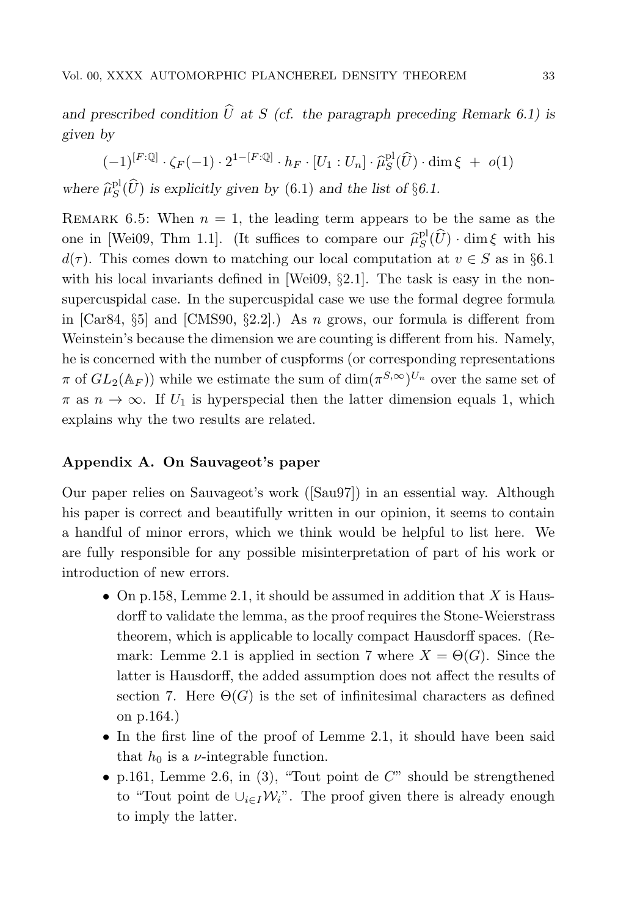*and prescribed condition $\widehat{U}$ at $S$ (cf. the paragraph preceding Remark 6.1) is given by*

$$(-1)^{[F:\mathbb{Q}]} \cdot \zeta_F(-1) \cdot 2^{1-[F:\mathbb{Q}]} \cdot h_F \cdot [U_1 : U_n] \cdot \widehat{\mu}^{\mathrm{pl}}_S(\widehat{U}) \cdot \dim \xi \ + \ o(1)$$

*where $\widehat{\mu}^{\mathrm{pl}}_S(\widehat{U})$ is explicitly given by* (6.1) *and the list of* §6.1.

Remark 6.5: When $n = 1$, the leading term appears to be the same as the one in [Wei09, Thm 1.1]. (It suffices to compare our $\widehat{\mu}^{\mathrm{pl}}_S(\widehat{U}) \cdot \dim \xi$ with his $d(\tau)$. This comes down to matching our local computation at $v \in S$ as in §6.1 with his local invariants defined in [Wei09, §2.1]. The task is easy in the non-supercuspidal case. In the supercuspidal case we use the formal degree formula in [Car84, §5] and [CMS90, §2.2].) As $n$ grows, our formula is different from Weinstein's because the dimension we are counting is different from his. Namely, he is concerned with the number of cuspforms (or corresponding representations $\pi$ of $GL_2(\mathbb{A}_F)$) while we estimate the sum of $\dim(\pi^{S,\infty})^{U_n}$ over the same set of $\pi$ as $n \to \infty$. If $U_1$ is hyperspecial then the latter dimension equals 1, which explains why the two results are related.

## Appendix A. On Sauvageot's paper

Our paper relies on Sauvageot's work ([Sau97]) in an essential way. Although his paper is correct and beautifully written in our opinion, it seems to contain a handful of minor errors, which we think would be helpful to list here. We are fully responsible for any possible misinterpretation of part of his work or introduction of new errors.

- On p.158, Lemme 2.1, it should be assumed in addition that $X$ is Hausdorff to validate the lemma, as the proof requires the Stone-Weierstrass theorem, which is applicable to locally compact Hausdorff spaces. (Remark: Lemme 2.1 is applied in section 7 where $X = \Theta(G)$. Since the latter is Hausdorff, the added assumption does not affect the results of section 7. Here $\Theta(G)$ is the set of infinitesimal characters as defined on p.164.)
- In the first line of the proof of Lemme 2.1, it should have been said that $h_0$ is a $\nu$-integrable function.
- p.161, Lemme 2.6, in (3), "Tout point de $C$" should be strengthened to "Tout point de $\cup_{i \in I} \mathcal{W}_i$". The proof given there is already enough to imply the latter.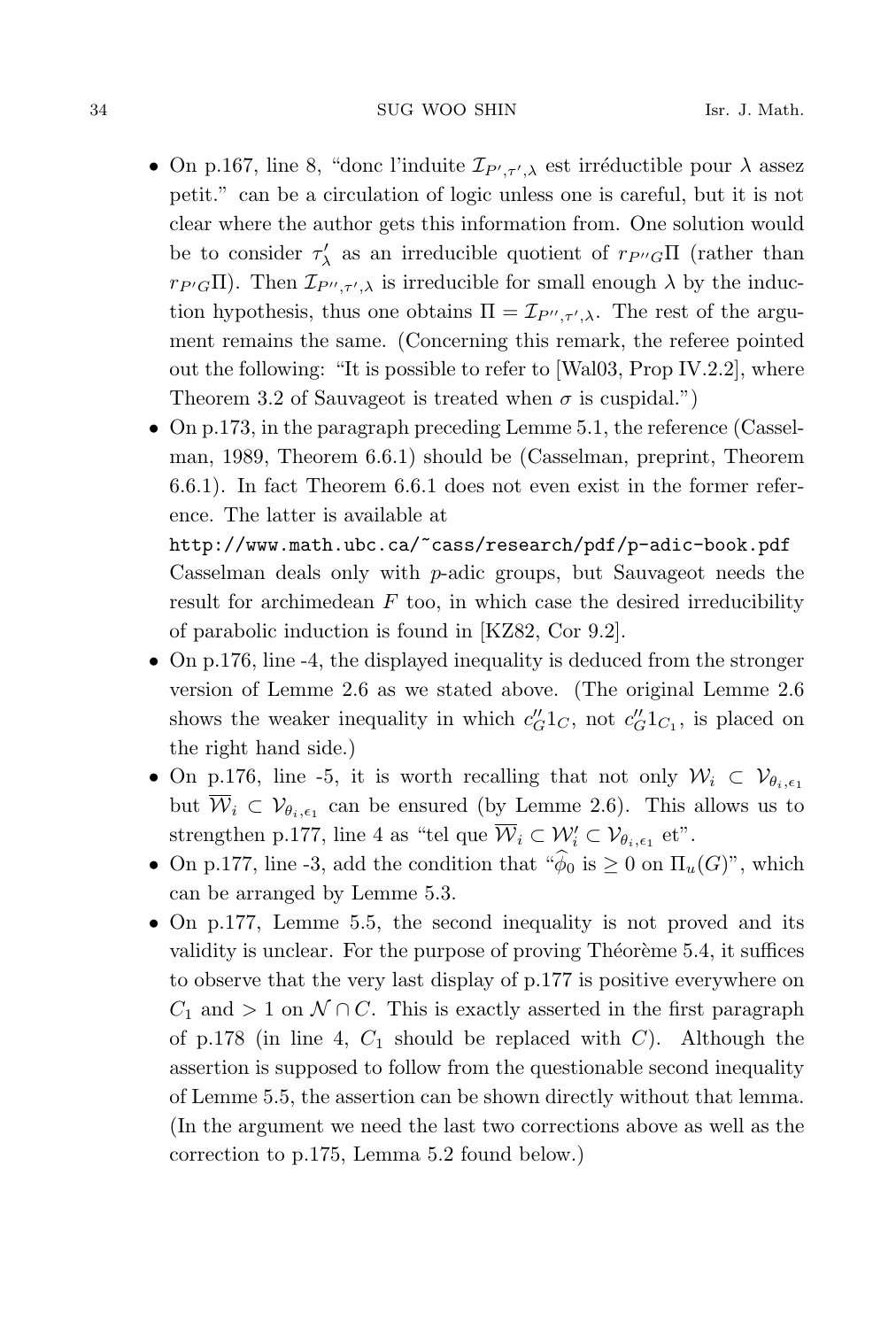- On p.167, line 8, "donc l'induite $\mathcal{I}_{P',\tau',\lambda}$ est irréductible pour $\lambda$ assez petit." can be a circulation of logic unless one is careful, but it is not clear where the author gets this information from. One solution would be to consider $\tau'_\lambda$ as an irreducible quotient of $r_{P''G}\Pi$ (rather than $r_{P'G}\Pi$). Then $\mathcal{I}_{P'',\tau',\lambda}$ is irreducible for small enough $\lambda$ by the induction hypothesis, thus one obtains $\Pi = \mathcal{I}_{P'',\tau',\lambda}$. The rest of the argument remains the same. (Concerning this remark, the referee pointed out the following: "It is possible to refer to [Wal03, Prop IV.2.2], where Theorem 3.2 of Sauvageot is treated when $\sigma$ is cuspidal.")
- On p.173, in the paragraph preceding Lemme 5.1, the reference (Casselman, 1989, Theorem 6.6.1) should be (Casselman, preprint, Theorem 6.6.1). In fact Theorem 6.6.1 does not even exist in the former reference. The latter is available at `http://www.math.ubc.ca/~cass/research/pdf/p-adic-book.pdf` Casselman deals only with $p$-adic groups, but Sauvageot needs the result for archimedean $F$ too, in which case the desired irreducibility of parabolic induction is found in [KZ82, Cor 9.2].
- On p.176, line -4, the displayed inequality is deduced from the stronger version of Lemme 2.6 as we stated above. (The original Lemme 2.6 shows the weaker inequality in which $c''_G 1_C$, not $c''_G 1_{C_1}$, is placed on the right hand side.)
- On p.176, line -5, it is worth recalling that not only $\mathcal{W}_i \subset \mathcal{V}_{\theta_i,\epsilon_1}$ but $\overline{\mathcal{W}}_i \subset \mathcal{V}_{\theta_i,\epsilon_1}$ can be ensured (by Lemme 2.6). This allows us to strengthen p.177, line 4 as "tel que $\overline{\mathcal{W}}_i \subset \mathcal{W}'_i \subset \mathcal{V}_{\theta_i,\epsilon_1}$ et".
- On p.177, line -3, add the condition that "$\widehat{\phi}_0$ is $\geq 0$ on $\Pi_u(G)$", which can be arranged by Lemme 5.3.
- On p.177, Lemme 5.5, the second inequality is not proved and its validity is unclear. For the purpose of proving Théorème 5.4, it suffices to observe that the very last display of p.177 is positive everywhere on $C_1$ and $> 1$ on $\mathcal{N} \cap C$. This is exactly asserted in the first paragraph of p.178 (in line 4, $C_1$ should be replaced with $C$). Although the assertion is supposed to follow from the questionable second inequality of Lemme 5.5, the assertion can be shown directly without that lemma. (In the argument we need the last two corrections above as well as the correction to p.175, Lemma 5.2 found below.)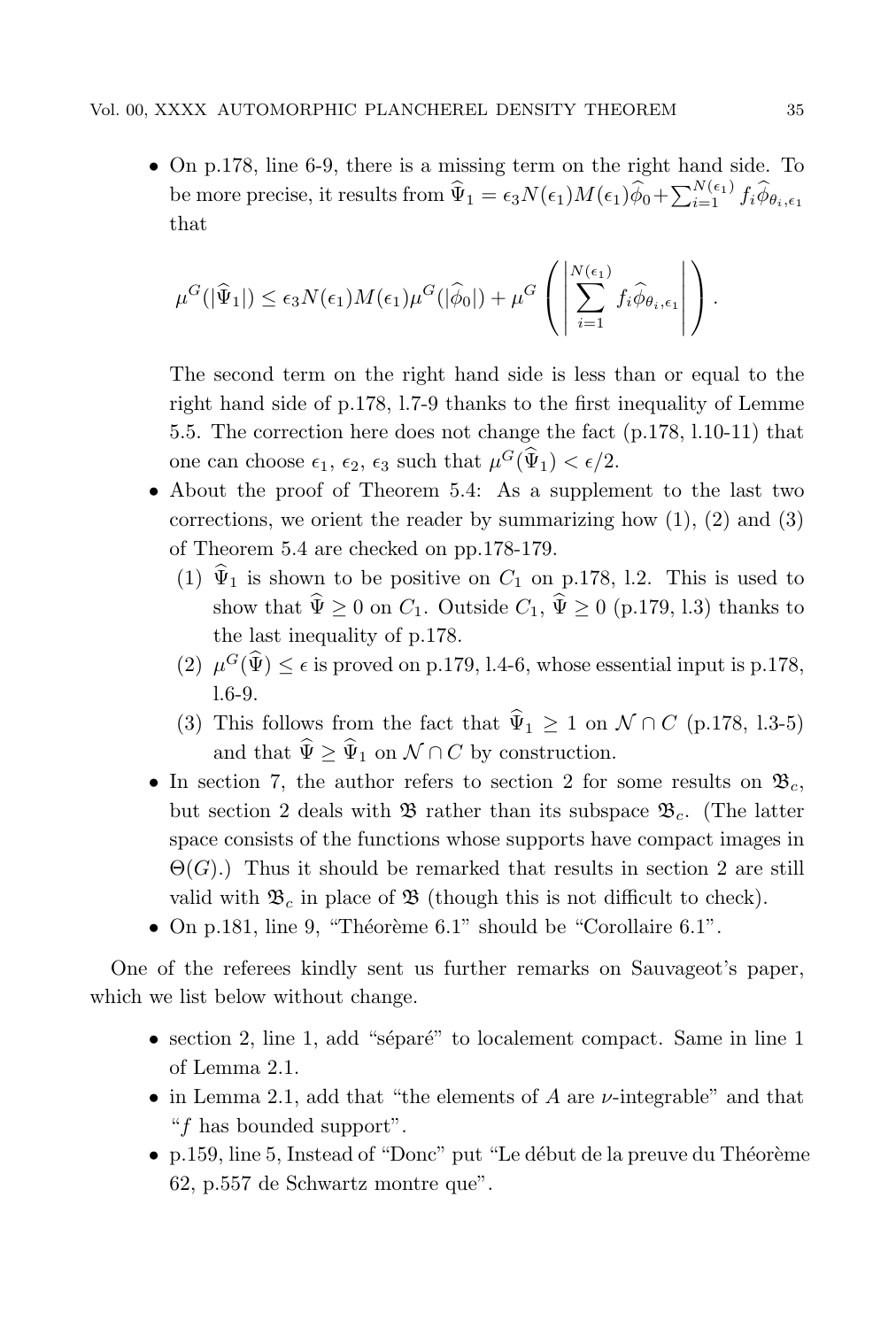- On p.178, line 6-9, there is a missing term on the right hand side. To be more precise, it results from $\widehat{\Psi}_1 = \epsilon_3 N(\epsilon_1) M(\epsilon_1)\widehat{\phi}_0 + \sum_{i=1}^{N(\epsilon_1)} f_i \widehat{\phi}_{\theta_i,\epsilon_1}$ that

$$\mu^G(|\widehat{\Psi}_1|) \le \epsilon_3 N(\epsilon_1) M(\epsilon_1) \mu^G(|\widehat{\phi}_0|) + \mu^G\left( \left| \sum_{i=1}^{N(\epsilon_1)} f_i \widehat{\phi}_{\theta_i,\epsilon_1} \right| \right).$$

  The second term on the right hand side is less than or equal to the right hand side of p.178, l.7-9 thanks to the first inequality of Lemme 5.5. The correction here does not change the fact (p.178, l.10-11) that one can choose $\epsilon_1$, $\epsilon_2$, $\epsilon_3$ such that $\mu^G(\widehat{\Psi}_1) < \epsilon/2$.
- About the proof of Theorem 5.4: As a supplement to the last two corrections, we orient the reader by summarizing how (1), (2) and (3) of Theorem 5.4 are checked on pp.178-179.
  1. $\widehat{\Psi}_1$ is shown to be positive on $C_1$ on p.178, l.2. This is used to show that $\widehat{\Psi} \ge 0$ on $C_1$. Outside $C_1$, $\widehat{\Psi} \ge 0$ (p.179, l.3) thanks to the last inequality of p.178.
  2. $\mu^G(\widehat{\Psi}) \le \epsilon$ is proved on p.179, l.4-6, whose essential input is p.178, l.6-9.
  3. This follows from the fact that $\widehat{\Psi}_1 \ge 1$ on $\mathcal{N} \cap C$ (p.178, l.3-5) and that $\widehat{\Psi} \ge \widehat{\Psi}_1$ on $\mathcal{N} \cap C$ by construction.
- In section 7, the author refers to section 2 for some results on $\mathfrak{B}_c$, but section 2 deals with $\mathfrak{B}$ rather than its subspace $\mathfrak{B}_c$. (The latter space consists of the functions whose supports have compact images in $\Theta(G)$.) Thus it should be remarked that results in section 2 are still valid with $\mathfrak{B}_c$ in place of $\mathfrak{B}$ (though this is not difficult to check).
- On p.181, line 9, "Théorème 6.1" should be "Corollaire 6.1".

One of the referees kindly sent us further remarks on Sauvageot's paper, which we list below without change.

- section 2, line 1, add "séparé" to localement compact. Same in line 1 of Lemma 2.1.
- in Lemma 2.1, add that "the elements of $A$ are $\nu$-integrable" and that "$f$ has bounded support".
- p.159, line 5, Instead of "Donc" put "Le début de la preuve du Théorème 62, p.557 de Schwartz montre que".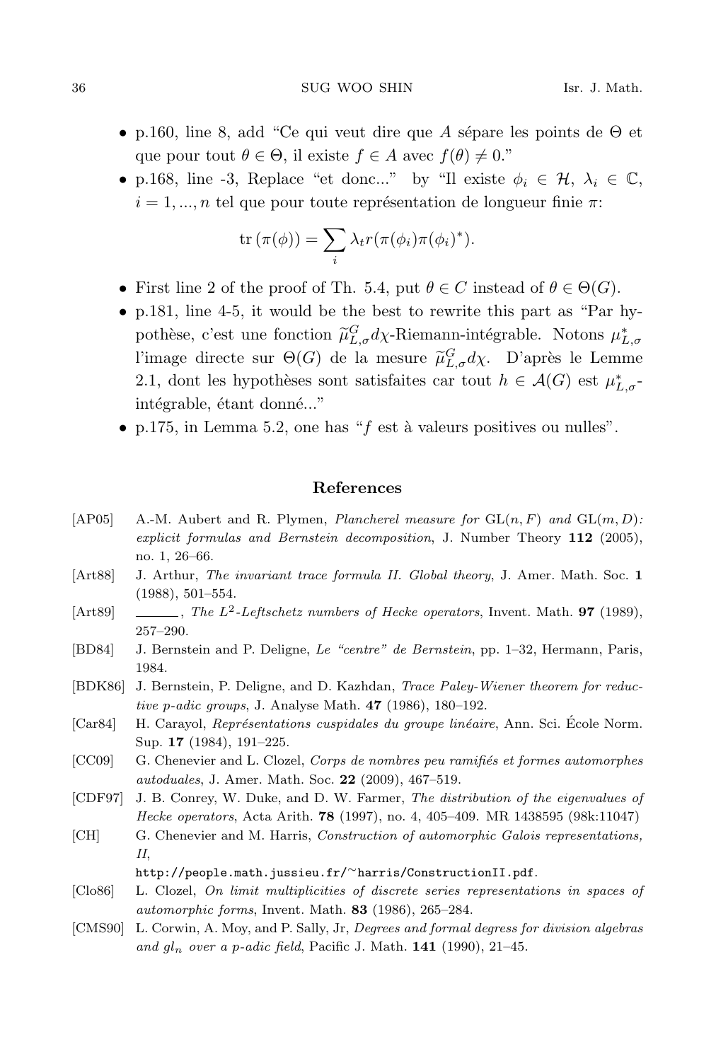- p.160, line 8, add "Ce qui veut dire que $A$ sépare les points de $\Theta$ et que pour tout $\theta \in \Theta$, il existe $f \in A$ avec $f(\theta) \neq 0$."
- p.168, line -3, Replace "et donc..." by "Il existe $\phi_i \in \mathcal{H}$, $\lambda_i \in \mathbb{C}$, $i = 1, ..., n$ tel que pour toute représentation de longueur finie $\pi$:

$$\operatorname{tr}(\pi(\phi)) = \sum_i \lambda_t r(\pi(\phi_i)\pi(\phi_i)^*).$$

- First line 2 of the proof of Th. 5.4, put $\theta \in C$ instead of $\theta \in \Theta(G)$.
- p.181, line 4-5, it would be the best to rewrite this part as "Par hypothèse, c'est une fonction $\widetilde{\mu}^G_{L,\sigma} d\chi$-Riemann-intégrable. Notons $\mu^*_{L,\sigma}$ l'image directe sur $\Theta(G)$ de la mesure $\widetilde{\mu}^G_{L,\sigma} d\chi$. D'après le Lemme 2.1, dont les hypothèses sont satisfaites car tout $h \in \mathcal{A}(G)$ est $\mu^*_{L,\sigma}$-intégrable, étant donné..."
- p.175, in Lemma 5.2, one has "$f$ est à valeurs positives ou nulles".

## References

[AP05] A.-M. Aubert and R. Plymen, *Plancherel measure for* GL$(n, F)$ *and* GL$(m, D)$*: explicit formulas and Bernstein decomposition*, J. Number Theory **112** (2005), no. 1, 26–66.

[Art88] J. Arthur, *The invariant trace formula II. Global theory*, J. Amer. Math. Soc. **1** (1988), 501–554.

[Art89] ———, *The $L^2$-Leftschetz numbers of Hecke operators*, Invent. Math. **97** (1989), 257–290.

[BD84] J. Bernstein and P. Deligne, *Le "centre" de Bernstein*, pp. 1–32, Hermann, Paris, 1984.

[BDK86] J. Bernstein, P. Deligne, and D. Kazhdan, *Trace Paley-Wiener theorem for reductive p-adic groups*, J. Analyse Math. **47** (1986), 180–192.

[Car84] H. Carayol, *Représentations cuspidales du groupe linéaire*, Ann. Sci. École Norm. Sup. **17** (1984), 191–225.

[CC09] G. Chenevier and L. Clozel, *Corps de nombres peu ramifiés et formes automorphes autoduales*, J. Amer. Math. Soc. **22** (2009), 467–519.

[CDF97] J. B. Conrey, W. Duke, and D. W. Farmer, *The distribution of the eigenvalues of Hecke operators*, Acta Arith. **78** (1997), no. 4, 405–409. MR 1438595 (98k:11047)

[CH] G. Chenevier and M. Harris, *Construction of automorphic Galois representations, II*, http://people.math.jussieu.fr/~harris/ConstructionII.pdf.

[Clo86] L. Clozel, *On limit multiplicities of discrete series representations in spaces of automorphic forms*, Invent. Math. **83** (1986), 265–284.

[CMS90] L. Corwin, A. Moy, and P. Sally, Jr, *Degrees and formal degress for division algebras and $gl_n$ over a p-adic field*, Pacific J. Math. **141** (1990), 21–45.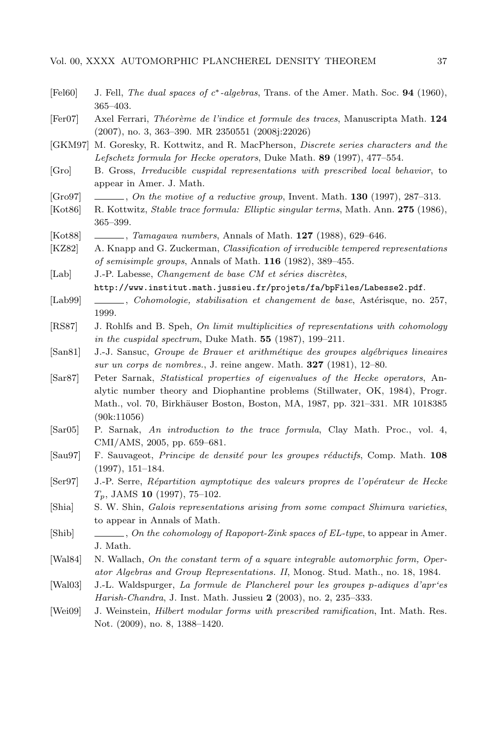[Fel60] J. Fell, *The dual spaces of $c^*$-algebras*, Trans. of the Amer. Math. Soc. **94** (1960), 365–403.

[Fer07] Axel Ferrari, *Théorème de l'indice et formule des traces*, Manuscripta Math. **124** (2007), no. 3, 363–390. MR 2350551 (2008j:22026)

[GKM97] M. Goresky, R. Kottwitz, and R. MacPherson, *Discrete series characters and the Lefschetz formula for Hecke operators*, Duke Math. **89** (1997), 477–554.

[Gro] B. Gross, *Irreducible cuspidal representations with prescribed local behavior*, to appear in Amer. J. Math.

[Gro97] ______, *On the motive of a reductive group*, Invent. Math. **130** (1997), 287–313.

[Kot86] R. Kottwitz, *Stable trace formula: Elliptic singular terms*, Math. Ann. **275** (1986), 365–399.

[Kot88] ______, *Tamagawa numbers*, Annals of Math. **127** (1988), 629–646.

[KZ82] A. Knapp and G. Zuckerman, *Classification of irreducible tempered representations of semisimple groups*, Annals of Math. **116** (1982), 389–455.

[Lab] J.-P. Labesse, *Changement de base CM et séries discrètes*, `http://www.institut.math.jussieu.fr/projets/fa/bpFiles/Labesse2.pdf`.

[Lab99] ______, *Cohomologie, stabilisation et changement de base*, Astérisque, no. 257, 1999.

[RS87] J. Rohlfs and B. Speh, *On limit multiplicities of representations with cohomology in the cuspidal spectrum*, Duke Math. **55** (1987), 199–211.

[San81] J.-J. Sansuc, *Groupe de Brauer et arithmétique des groupes algébriques lineaires sur un corps de nombres.*, J. reine angew. Math. **327** (1981), 12–80.

[Sar87] Peter Sarnak, *Statistical properties of eigenvalues of the Hecke operators*, Analytic number theory and Diophantine problems (Stillwater, OK, 1984), Progr. Math., vol. 70, Birkhäuser Boston, Boston, MA, 1987, pp. 321–331. MR 1018385 (90k:11056)

[Sar05] P. Sarnak, *An introduction to the trace formula*, Clay Math. Proc., vol. 4, CMI/AMS, 2005, pp. 659–681.

[Sau97] F. Sauvageot, *Principe de densité pour les groupes réductifs*, Comp. Math. **108** (1997), 151–184.

[Ser97] J.-P. Serre, *Répartition aymptotique des valeurs propres de l'opérateur de Hecke $T_p$*, JAMS **10** (1997), 75–102.

[Shia] S. W. Shin, *Galois representations arising from some compact Shimura varieties*, to appear in Annals of Math.

[Shib] ______, *On the cohomology of Rapoport-Zink spaces of EL-type*, to appear in Amer. J. Math.

[Wal84] N. Wallach, *On the constant term of a square integrable automorphic form, Operator Algebras and Group Representations. II*, Monog. Stud. Math., no. 18, 1984.

[Wal03] J.-L. Waldspurger, *La formule de Plancherel pour les groupes p-adiques d'apr'es Harish-Chandra*, J. Inst. Math. Jussieu **2** (2003), no. 2, 235–333.

[Wei09] J. Weinstein, *Hilbert modular forms with prescribed ramification*, Int. Math. Res. Not. (2009), no. 8, 1388–1420.